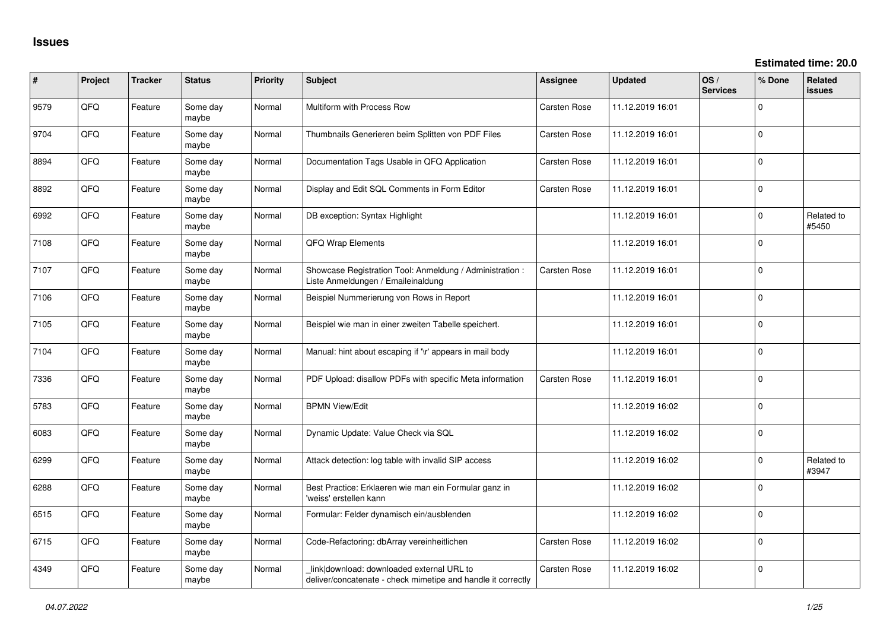# Issues

**Estimated time: 20.0**

| # | Project | Tracker | Status | Priority | Subject | Assignee | Updated | OS / Services | % Done | Related issues |
|---|---|---|---|---|---|---|---|---|---|---|
| 9579 | QFQ | Feature | Some day maybe | Normal | Multiform with Process Row | Carsten Rose | 11.12.2019 16:01 | | 0 | |
| 9704 | QFQ | Feature | Some day maybe | Normal | Thumbnails Generieren beim Splitten von PDF Files | Carsten Rose | 11.12.2019 16:01 | | 0 | |
| 8894 | QFQ | Feature | Some day maybe | Normal | Documentation Tags Usable in QFQ Application | Carsten Rose | 11.12.2019 16:01 | | 0 | |
| 8892 | QFQ | Feature | Some day maybe | Normal | Display and Edit SQL Comments in Form Editor | Carsten Rose | 11.12.2019 16:01 | | 0 | |
| 6992 | QFQ | Feature | Some day maybe | Normal | DB exception: Syntax Highlight | | 11.12.2019 16:01 | | 0 | Related to #5450 |
| 7108 | QFQ | Feature | Some day maybe | Normal | QFQ Wrap Elements | | 11.12.2019 16:01 | | 0 | |
| 7107 | QFQ | Feature | Some day maybe | Normal | Showcase Registration Tool: Anmeldung / Administration : Liste Anmeldungen / Emaileinaldung | Carsten Rose | 11.12.2019 16:01 | | 0 | |
| 7106 | QFQ | Feature | Some day maybe | Normal | Beispiel Nummerierung von Rows in Report | | 11.12.2019 16:01 | | 0 | |
| 7105 | QFQ | Feature | Some day maybe | Normal | Beispiel wie man in einer zweiten Tabelle speichert. | | 11.12.2019 16:01 | | 0 | |
| 7104 | QFQ | Feature | Some day maybe | Normal | Manual: hint about escaping if '\r' appears in mail body | | 11.12.2019 16:01 | | 0 | |
| 7336 | QFQ | Feature | Some day maybe | Normal | PDF Upload: disallow PDFs with specific Meta information | Carsten Rose | 11.12.2019 16:01 | | 0 | |
| 5783 | QFQ | Feature | Some day maybe | Normal | BPMN View/Edit | | 11.12.2019 16:02 | | 0 | |
| 6083 | QFQ | Feature | Some day maybe | Normal | Dynamic Update: Value Check via SQL | | 11.12.2019 16:02 | | 0 | |
| 6299 | QFQ | Feature | Some day maybe | Normal | Attack detection: log table with invalid SIP access | | 11.12.2019 16:02 | | 0 | Related to #3947 |
| 6288 | QFQ | Feature | Some day maybe | Normal | Best Practice: Erklaeren wie man ein Formular ganz in 'weiss' erstellen kann | | 11.12.2019 16:02 | | 0 | |
| 6515 | QFQ | Feature | Some day maybe | Normal | Formular: Felder dynamisch ein/ausblenden | | 11.12.2019 16:02 | | 0 | |
| 6715 | QFQ | Feature | Some day maybe | Normal | Code-Refactoring: dbArray vereinheitlichen | Carsten Rose | 11.12.2019 16:02 | | 0 | |
| 4349 | QFQ | Feature | Some day maybe | Normal | _link\|download: downloaded external URL to deliver/concatenate - check mimetipe and handle it correctly | Carsten Rose | 11.12.2019 16:02 | | 0 | |

*04.07.2022*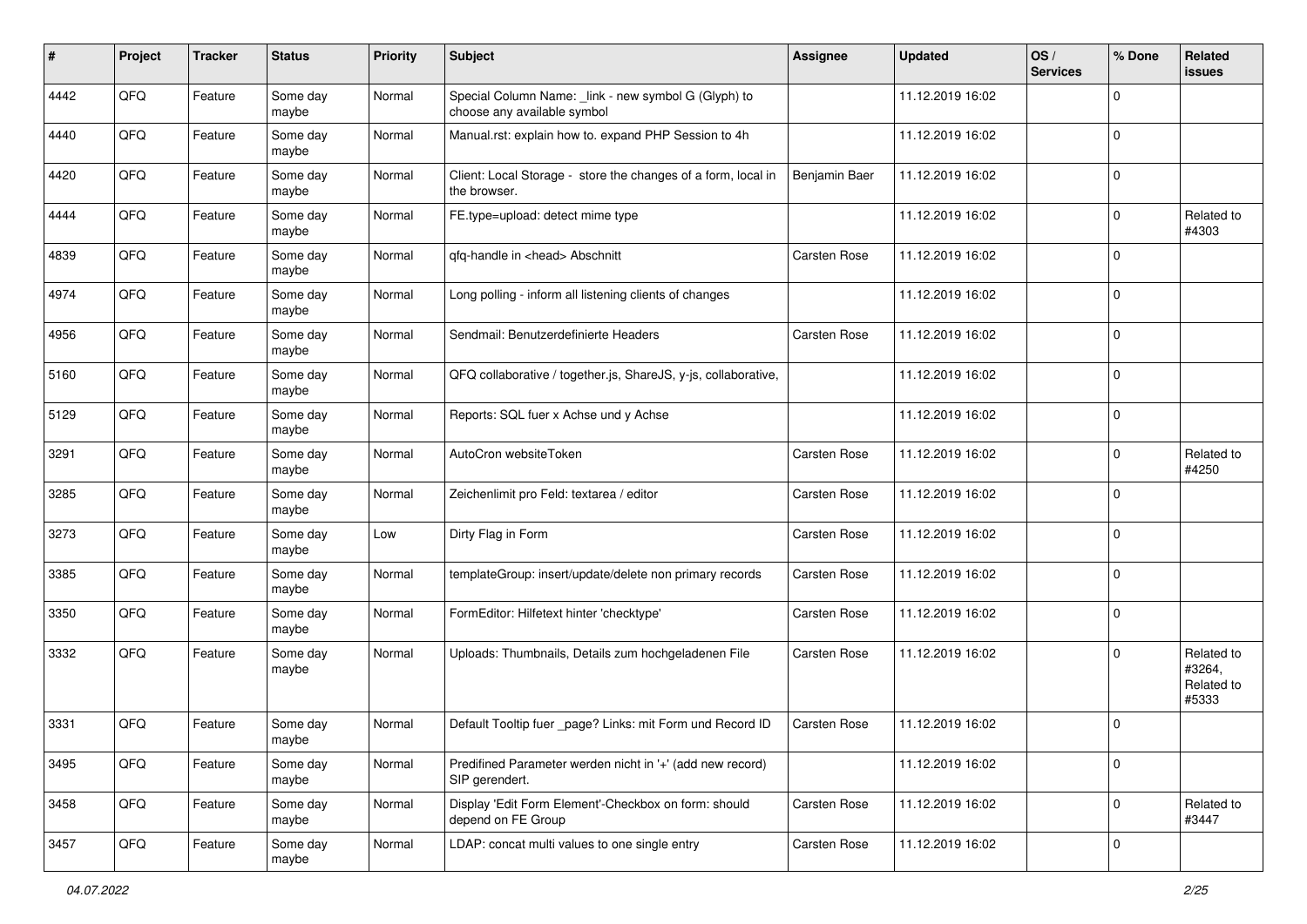| # | Project | Tracker | Status | Priority | Subject | Assignee | Updated | OS / Services | % Done | Related issues |
|---|---|---|---|---|---|---|---|---|---|---|
| 4442 | QFQ | Feature | Some day maybe | Normal | Special Column Name: _link - new symbol G (Glyph) to choose any available symbol | | 11.12.2019 16:02 | | 0 | |
| 4440 | QFQ | Feature | Some day maybe | Normal | Manual.rst: explain how to. expand PHP Session to 4h | | 11.12.2019 16:02 | | 0 | |
| 4420 | QFQ | Feature | Some day maybe | Normal | Client: Local Storage - store the changes of a form, local in the browser. | Benjamin Baer | 11.12.2019 16:02 | | 0 | |
| 4444 | QFQ | Feature | Some day maybe | Normal | FE.type=upload: detect mime type | | 11.12.2019 16:02 | | 0 | Related to #4303 |
| 4839 | QFQ | Feature | Some day maybe | Normal | qfq-handle in <head> Abschnitt | Carsten Rose | 11.12.2019 16:02 | | 0 | |
| 4974 | QFQ | Feature | Some day maybe | Normal | Long polling - inform all listening clients of changes | | 11.12.2019 16:02 | | 0 | |
| 4956 | QFQ | Feature | Some day maybe | Normal | Sendmail: Benutzerdefinierte Headers | Carsten Rose | 11.12.2019 16:02 | | 0 | |
| 5160 | QFQ | Feature | Some day maybe | Normal | QFQ collaborative / together.js, ShareJS, y-js, collaborative, | | 11.12.2019 16:02 | | 0 | |
| 5129 | QFQ | Feature | Some day maybe | Normal | Reports: SQL fuer x Achse und y Achse | | 11.12.2019 16:02 | | 0 | |
| 3291 | QFQ | Feature | Some day maybe | Normal | AutoCron websiteToken | Carsten Rose | 11.12.2019 16:02 | | 0 | Related to #4250 |
| 3285 | QFQ | Feature | Some day maybe | Normal | Zeichenlimit pro Feld: textarea / editor | Carsten Rose | 11.12.2019 16:02 | | 0 | |
| 3273 | QFQ | Feature | Some day maybe | Low | Dirty Flag in Form | Carsten Rose | 11.12.2019 16:02 | | 0 | |
| 3385 | QFQ | Feature | Some day maybe | Normal | templateGroup: insert/update/delete non primary records | Carsten Rose | 11.12.2019 16:02 | | 0 | |
| 3350 | QFQ | Feature | Some day maybe | Normal | FormEditor: Hilfetext hinter 'checktype' | Carsten Rose | 11.12.2019 16:02 | | 0 | |
| 3332 | QFQ | Feature | Some day maybe | Normal | Uploads: Thumbnails, Details zum hochgeladenen File | Carsten Rose | 11.12.2019 16:02 | | 0 | Related to #3264, Related to #5333 |
| 3331 | QFQ | Feature | Some day maybe | Normal | Default Tooltip fuer _page? Links: mit Form und Record ID | Carsten Rose | 11.12.2019 16:02 | | 0 | |
| 3495 | QFQ | Feature | Some day maybe | Normal | Predifined Parameter werden nicht in '+' (add new record) SIP gerendert. | | 11.12.2019 16:02 | | 0 | |
| 3458 | QFQ | Feature | Some day maybe | Normal | Display 'Edit Form Element'-Checkbox on form: should depend on FE Group | Carsten Rose | 11.12.2019 16:02 | | 0 | Related to #3447 |
| 3457 | QFQ | Feature | Some day maybe | Normal | LDAP: concat multi values to one single entry | Carsten Rose | 11.12.2019 16:02 | | 0 | |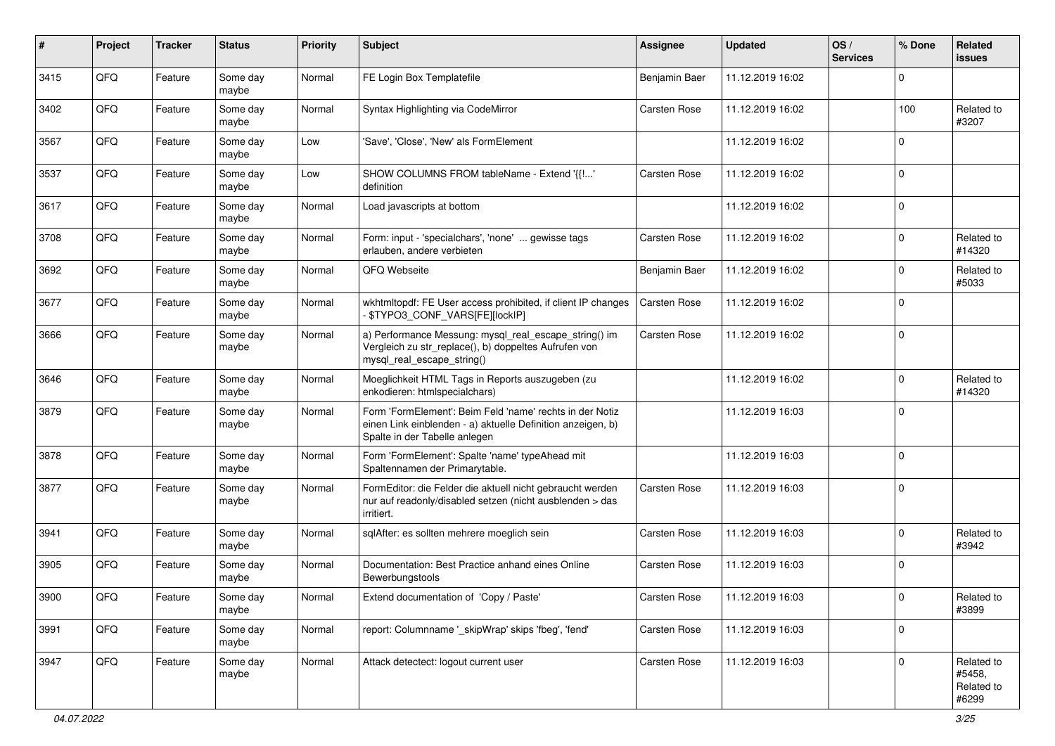| # | Project | Tracker | Status | Priority | Subject | Assignee | Updated | OS / Services | % Done | Related issues |
|---|---|---|---|---|---|---|---|---|---|---|
| 3415 | QFQ | Feature | Some day maybe | Normal | FE Login Box Templatefile | Benjamin Baer | 11.12.2019 16:02 | | 0 | |
| 3402 | QFQ | Feature | Some day maybe | Normal | Syntax Highlighting via CodeMirror | Carsten Rose | 11.12.2019 16:02 | | 100 | Related to #3207 |
| 3567 | QFQ | Feature | Some day maybe | Low | 'Save', 'Close', 'New' als FormElement | | 11.12.2019 16:02 | | 0 | |
| 3537 | QFQ | Feature | Some day maybe | Low | SHOW COLUMNS FROM tableName - Extend '{{!...' definition | Carsten Rose | 11.12.2019 16:02 | | 0 | |
| 3617 | QFQ | Feature | Some day maybe | Normal | Load javascripts at bottom | | 11.12.2019 16:02 | | 0 | |
| 3708 | QFQ | Feature | Some day maybe | Normal | Form: input - 'specialchars', 'none' ... gewisse tags erlauben, andere verbieten | Carsten Rose | 11.12.2019 16:02 | | 0 | Related to #14320 |
| 3692 | QFQ | Feature | Some day maybe | Normal | QFQ Webseite | Benjamin Baer | 11.12.2019 16:02 | | 0 | Related to #5033 |
| 3677 | QFQ | Feature | Some day maybe | Normal | wkhtmltopdf: FE User access prohibited, if client IP changes - $TYPO3_CONF_VARS[FE][lockIP] | Carsten Rose | 11.12.2019 16:02 | | 0 | |
| 3666 | QFQ | Feature | Some day maybe | Normal | a) Performance Messung: mysql_real_escape_string() im Vergleich zu str_replace(), b) doppeltes Aufrufen von mysql_real_escape_string() | Carsten Rose | 11.12.2019 16:02 | | 0 | |
| 3646 | QFQ | Feature | Some day maybe | Normal | Moeglichkeit HTML Tags in Reports auszugeben (zu enkodieren: htmlspecialchars) | | 11.12.2019 16:02 | | 0 | Related to #14320 |
| 3879 | QFQ | Feature | Some day maybe | Normal | Form 'FormElement': Beim Feld 'name' rechts in der Notiz einen Link einblenden - a) aktuelle Definition anzeigen, b) Spalte in der Tabelle anlegen | | 11.12.2019 16:03 | | 0 | |
| 3878 | QFQ | Feature | Some day maybe | Normal | Form 'FormElement': Spalte 'name' typeAhead mit Spaltennamen der Primarytable. | | 11.12.2019 16:03 | | 0 | |
| 3877 | QFQ | Feature | Some day maybe | Normal | FormEditor: die Felder die aktuell nicht gebraucht werden nur auf readonly/disabled setzen (nicht ausblenden > das irritiert. | Carsten Rose | 11.12.2019 16:03 | | 0 | |
| 3941 | QFQ | Feature | Some day maybe | Normal | sqlAfter: es sollten mehrere moeglich sein | Carsten Rose | 11.12.2019 16:03 | | 0 | Related to #3942 |
| 3905 | QFQ | Feature | Some day maybe | Normal | Documentation: Best Practice anhand eines Online Bewerbungstools | Carsten Rose | 11.12.2019 16:03 | | 0 | |
| 3900 | QFQ | Feature | Some day maybe | Normal | Extend documentation of 'Copy / Paste' | Carsten Rose | 11.12.2019 16:03 | | 0 | Related to #3899 |
| 3991 | QFQ | Feature | Some day maybe | Normal | report: Columnname '_skipWrap' skips 'fbeg', 'fend' | Carsten Rose | 11.12.2019 16:03 | | 0 | |
| 3947 | QFQ | Feature | Some day maybe | Normal | Attack detectect: logout current user | Carsten Rose | 11.12.2019 16:03 | | 0 | Related to #5458, Related to #6299 |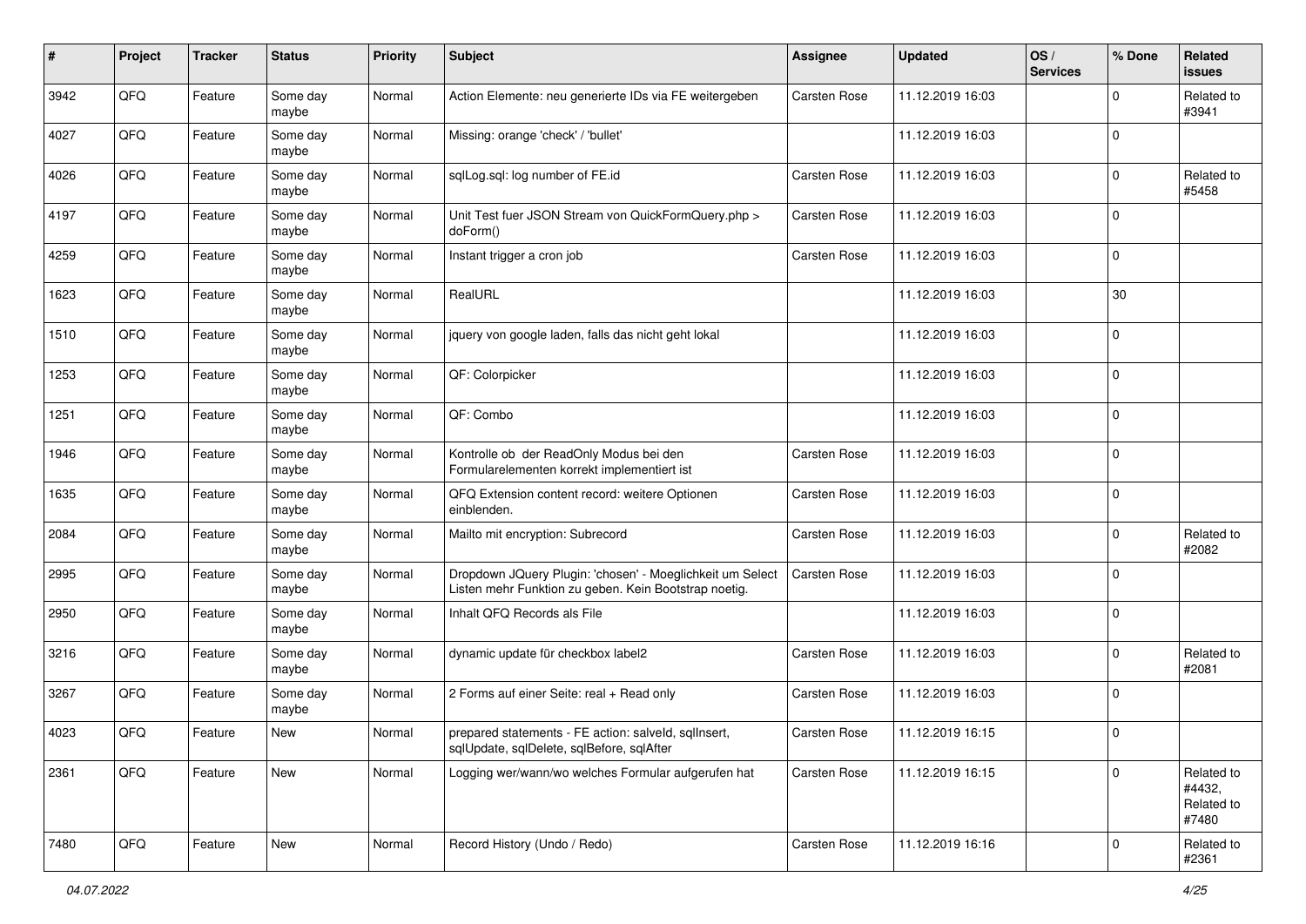| # | Project | Tracker | Status | Priority | Subject | Assignee | Updated | OS / Services | % Done | Related issues |
|---|---|---|---|---|---|---|---|---|---|---|
| 3942 | QFQ | Feature | Some day maybe | Normal | Action Elemente: neu generierte IDs via FE weitergeben | Carsten Rose | 11.12.2019 16:03 | | 0 | Related to #3941 |
| 4027 | QFQ | Feature | Some day maybe | Normal | Missing: orange 'check' / 'bullet' | | 11.12.2019 16:03 | | 0 | |
| 4026 | QFQ | Feature | Some day maybe | Normal | sqlLog.sql: log number of FE.id | Carsten Rose | 11.12.2019 16:03 | | 0 | Related to #5458 |
| 4197 | QFQ | Feature | Some day maybe | Normal | Unit Test fuer JSON Stream von QuickFormQuery.php > doForm() | Carsten Rose | 11.12.2019 16:03 | | 0 | |
| 4259 | QFQ | Feature | Some day maybe | Normal | Instant trigger a cron job | Carsten Rose | 11.12.2019 16:03 | | 0 | |
| 1623 | QFQ | Feature | Some day maybe | Normal | RealURL | | 11.12.2019 16:03 | | 30 | |
| 1510 | QFQ | Feature | Some day maybe | Normal | jquery von google laden, falls das nicht geht lokal | | 11.12.2019 16:03 | | 0 | |
| 1253 | QFQ | Feature | Some day maybe | Normal | QF: Colorpicker | | 11.12.2019 16:03 | | 0 | |
| 1251 | QFQ | Feature | Some day maybe | Normal | QF: Combo | | 11.12.2019 16:03 | | 0 | |
| 1946 | QFQ | Feature | Some day maybe | Normal | Kontrolle ob der ReadOnly Modus bei den Formularelementen korrekt implementiert ist | Carsten Rose | 11.12.2019 16:03 | | 0 | |
| 1635 | QFQ | Feature | Some day maybe | Normal | QFQ Extension content record: weitere Optionen einblenden. | Carsten Rose | 11.12.2019 16:03 | | 0 | |
| 2084 | QFQ | Feature | Some day maybe | Normal | Mailto mit encryption: Subrecord | Carsten Rose | 11.12.2019 16:03 | | 0 | Related to #2082 |
| 2995 | QFQ | Feature | Some day maybe | Normal | Dropdown JQuery Plugin: 'chosen' - Moeglichkeit um Select Listen mehr Funktion zu geben. Kein Bootstrap noetig. | Carsten Rose | 11.12.2019 16:03 | | 0 | |
| 2950 | QFQ | Feature | Some day maybe | Normal | Inhalt QFQ Records als File | | 11.12.2019 16:03 | | 0 | |
| 3216 | QFQ | Feature | Some day maybe | Normal | dynamic update für checkbox label2 | Carsten Rose | 11.12.2019 16:03 | | 0 | Related to #2081 |
| 3267 | QFQ | Feature | Some day maybe | Normal | 2 Forms auf einer Seite: real + Read only | Carsten Rose | 11.12.2019 16:03 | | 0 | |
| 4023 | QFQ | Feature | New | Normal | prepared statements - FE action: salveId, sqlInsert, sqlUpdate, sqlDelete, sqlBefore, sqlAfter | Carsten Rose | 11.12.2019 16:15 | | 0 | |
| 2361 | QFQ | Feature | New | Normal | Logging wer/wann/wo welches Formular aufgerufen hat | Carsten Rose | 11.12.2019 16:15 | | 0 | Related to #4432, Related to #7480 |
| 7480 | QFQ | Feature | New | Normal | Record History (Undo / Redo) | Carsten Rose | 11.12.2019 16:16 | | 0 | Related to #2361 |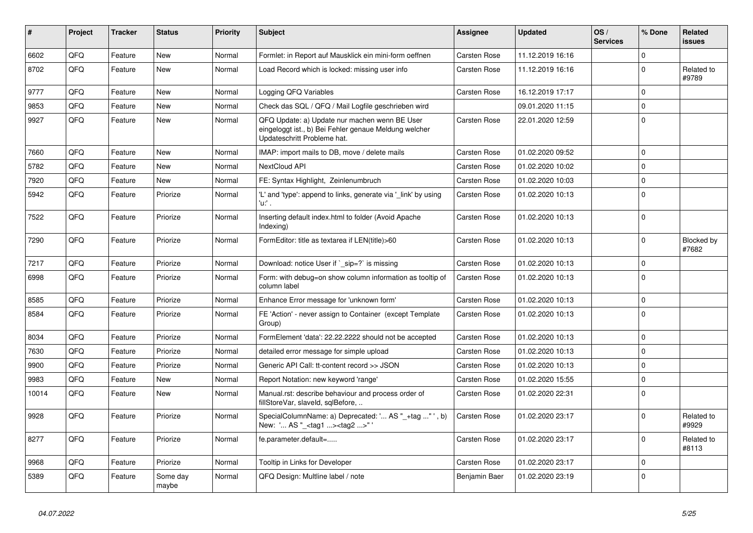| # | Project | Tracker | Status | Priority | Subject | Assignee | Updated | OS / Services | % Done | Related issues |
|---|---|---|---|---|---|---|---|---|---|---|
| 6602 | QFQ | Feature | New | Normal | Formlet: in Report auf Mausklick ein mini-form oeffnen | Carsten Rose | 11.12.2019 16:16 | | 0 | |
| 8702 | QFQ | Feature | New | Normal | Load Record which is locked: missing user info | Carsten Rose | 11.12.2019 16:16 | | 0 | Related to #9789 |
| 9777 | QFQ | Feature | New | Normal | Logging QFQ Variables | Carsten Rose | 16.12.2019 17:17 | | 0 | |
| 9853 | QFQ | Feature | New | Normal | Check das SQL / QFQ / Mail Logfile geschrieben wird | | 09.01.2020 11:15 | | 0 | |
| 9927 | QFQ | Feature | New | Normal | QFQ Update: a) Update nur machen wenn BE User eingeloggt ist., b) Bei Fehler genaue Meldung welcher Updateschritt Probleme hat. | Carsten Rose | 22.01.2020 12:59 | | 0 | |
| 7660 | QFQ | Feature | New | Normal | IMAP: import mails to DB, move / delete mails | Carsten Rose | 01.02.2020 09:52 | | 0 | |
| 5782 | QFQ | Feature | New | Normal | NextCloud API | Carsten Rose | 01.02.2020 10:02 | | 0 | |
| 7920 | QFQ | Feature | New | Normal | FE: Syntax Highlight, Zeinlenumbruch | Carsten Rose | 01.02.2020 10:03 | | 0 | |
| 5942 | QFQ | Feature | Priorize | Normal | 'L' and 'type': append to links, generate via '_link' by using 'u:' . | Carsten Rose | 01.02.2020 10:13 | | 0 | |
| 7522 | QFQ | Feature | Priorize | Normal | Inserting default index.html to folder (Avoid Apache Indexing) | Carsten Rose | 01.02.2020 10:13 | | 0 | |
| 7290 | QFQ | Feature | Priorize | Normal | FormEditor: title as textarea if LEN(title)>60 | Carsten Rose | 01.02.2020 10:13 | | 0 | Blocked by #7682 |
| 7217 | QFQ | Feature | Priorize | Normal | Download: notice User if `_sip=?` is missing | Carsten Rose | 01.02.2020 10:13 | | 0 | |
| 6998 | QFQ | Feature | Priorize | Normal | Form: with debug=on show column information as tooltip of column label | Carsten Rose | 01.02.2020 10:13 | | 0 | |
| 8585 | QFQ | Feature | Priorize | Normal | Enhance Error message for 'unknown form' | Carsten Rose | 01.02.2020 10:13 | | 0 | |
| 8584 | QFQ | Feature | Priorize | Normal | FE 'Action' - never assign to Container (except Template Group) | Carsten Rose | 01.02.2020 10:13 | | 0 | |
| 8034 | QFQ | Feature | Priorize | Normal | FormElement 'data': 22.22.2222 should not be accepted | Carsten Rose | 01.02.2020 10:13 | | 0 | |
| 7630 | QFQ | Feature | Priorize | Normal | detailed error message for simple upload | Carsten Rose | 01.02.2020 10:13 | | 0 | |
| 9900 | QFQ | Feature | Priorize | Normal | Generic API Call: tt-content record >> JSON | Carsten Rose | 01.02.2020 10:13 | | 0 | |
| 9983 | QFQ | Feature | New | Normal | Report Notation: new keyword 'range' | Carsten Rose | 01.02.2020 15:55 | | 0 | |
| 10014 | QFQ | Feature | New | Normal | Manual.rst: describe behaviour and process order of fillStoreVar, slaveId, sqlBefore, .. | Carsten Rose | 01.02.2020 22:31 | | 0 | |
| 9928 | QFQ | Feature | Priorize | Normal | SpecialColumnName: a) Deprecated: '... AS "_+tag ..." ', b) New: '... AS "_<tag1 ...><tag2 ...>" ' | Carsten Rose | 01.02.2020 23:17 | | 0 | Related to #9929 |
| 8277 | QFQ | Feature | Priorize | Normal | fe.parameter.default=..... | Carsten Rose | 01.02.2020 23:17 | | 0 | Related to #8113 |
| 9968 | QFQ | Feature | Priorize | Normal | Tooltip in Links for Developer | Carsten Rose | 01.02.2020 23:17 | | 0 | |
| 5389 | QFQ | Feature | Some day maybe | Normal | QFQ Design: Multline label / note | Benjamin Baer | 01.02.2020 23:19 | | 0 | |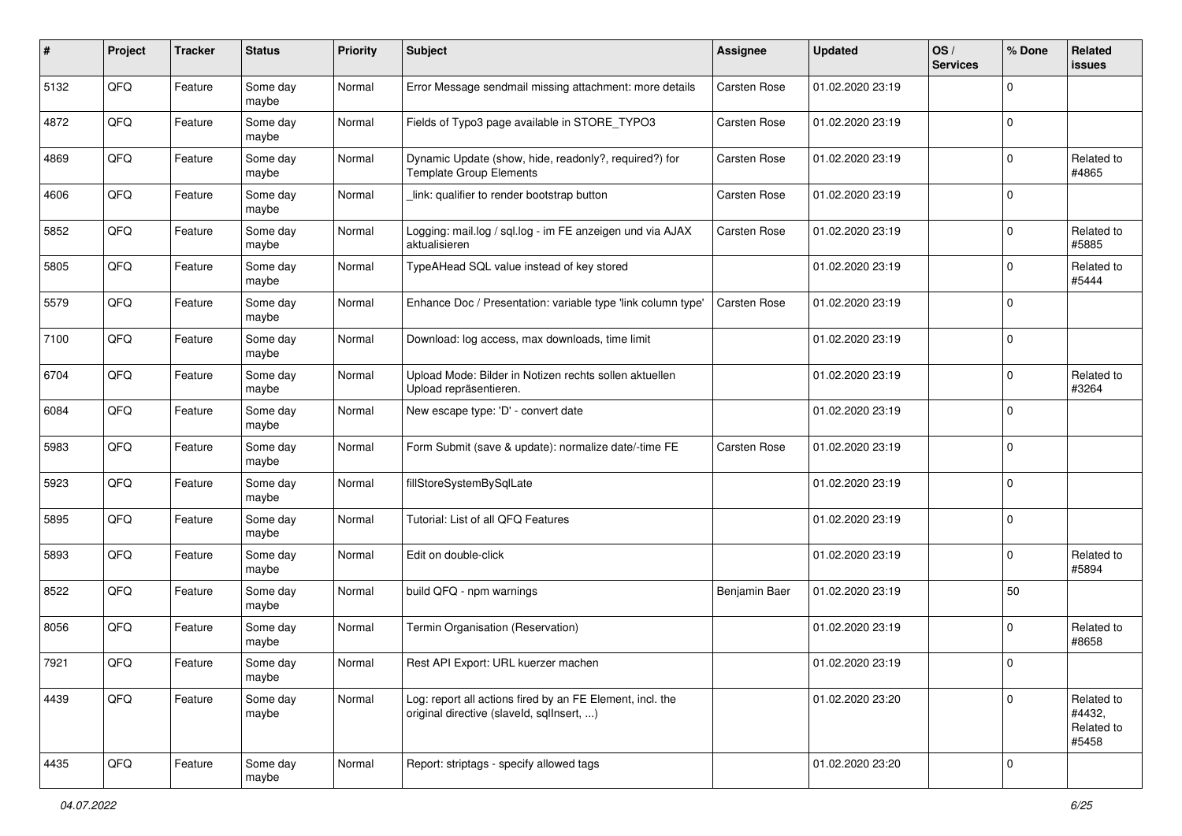| # | Project | Tracker | Status | Priority | Subject | Assignee | Updated | OS / Services | % Done | Related issues |
|---|---|---|---|---|---|---|---|---|---|---|
| 5132 | QFQ | Feature | Some day maybe | Normal | Error Message sendmail missing attachment: more details | Carsten Rose | 01.02.2020 23:19 | | 0 | |
| 4872 | QFQ | Feature | Some day maybe | Normal | Fields of Typo3 page available in STORE_TYPO3 | Carsten Rose | 01.02.2020 23:19 | | 0 | |
| 4869 | QFQ | Feature | Some day maybe | Normal | Dynamic Update (show, hide, readonly?, required?) for Template Group Elements | Carsten Rose | 01.02.2020 23:19 | | 0 | Related to #4865 |
| 4606 | QFQ | Feature | Some day maybe | Normal | _link: qualifier to render bootstrap button | Carsten Rose | 01.02.2020 23:19 | | 0 | |
| 5852 | QFQ | Feature | Some day maybe | Normal | Logging: mail.log / sql.log - im FE anzeigen und via AJAX aktualisieren | Carsten Rose | 01.02.2020 23:19 | | 0 | Related to #5885 |
| 5805 | QFQ | Feature | Some day maybe | Normal | TypeAHead SQL value instead of key stored | | 01.02.2020 23:19 | | 0 | Related to #5444 |
| 5579 | QFQ | Feature | Some day maybe | Normal | Enhance Doc / Presentation: variable type 'link column type' | Carsten Rose | 01.02.2020 23:19 | | 0 | |
| 7100 | QFQ | Feature | Some day maybe | Normal | Download: log access, max downloads, time limit | | 01.02.2020 23:19 | | 0 | |
| 6704 | QFQ | Feature | Some day maybe | Normal | Upload Mode: Bilder in Notizen rechts sollen aktuellen Upload repräsentieren. | | 01.02.2020 23:19 | | 0 | Related to #3264 |
| 6084 | QFQ | Feature | Some day maybe | Normal | New escape type: 'D' - convert date | | 01.02.2020 23:19 | | 0 | |
| 5983 | QFQ | Feature | Some day maybe | Normal | Form Submit (save & update): normalize date/-time FE | Carsten Rose | 01.02.2020 23:19 | | 0 | |
| 5923 | QFQ | Feature | Some day maybe | Normal | fillStoreSystemBySqlLate | | 01.02.2020 23:19 | | 0 | |
| 5895 | QFQ | Feature | Some day maybe | Normal | Tutorial: List of all QFQ Features | | 01.02.2020 23:19 | | 0 | |
| 5893 | QFQ | Feature | Some day maybe | Normal | Edit on double-click | | 01.02.2020 23:19 | | 0 | Related to #5894 |
| 8522 | QFQ | Feature | Some day maybe | Normal | build QFQ - npm warnings | Benjamin Baer | 01.02.2020 23:19 | | 50 | |
| 8056 | QFQ | Feature | Some day maybe | Normal | Termin Organisation (Reservation) | | 01.02.2020 23:19 | | 0 | Related to #8658 |
| 7921 | QFQ | Feature | Some day maybe | Normal | Rest API Export: URL kuerzer machen | | 01.02.2020 23:19 | | 0 | |
| 4439 | QFQ | Feature | Some day maybe | Normal | Log: report all actions fired by an FE Element, incl. the original directive (slaveId, sqlInsert, ...) | | 01.02.2020 23:20 | | 0 | Related to #4432, Related to #5458 |
| 4435 | QFQ | Feature | Some day maybe | Normal | Report: striptags - specify allowed tags | | 01.02.2020 23:20 | | 0 | |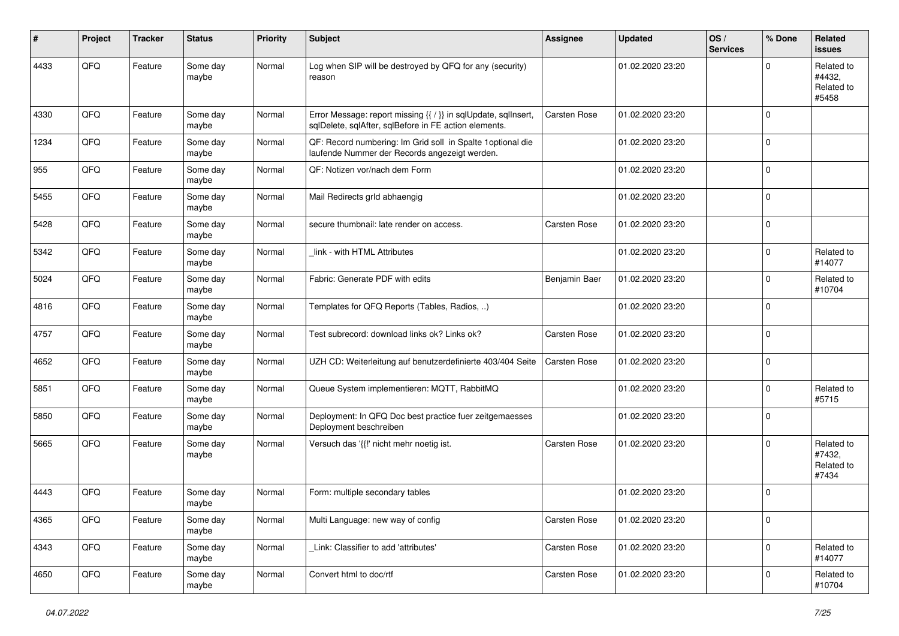| # | Project | Tracker | Status | Priority | Subject | Assignee | Updated | OS / Services | % Done | Related issues |
|---|---|---|---|---|---|---|---|---|---|---|
| 4433 | QFQ | Feature | Some day maybe | Normal | Log when SIP will be destroyed by QFQ for any (security) reason | | 01.02.2020 23:20 | | 0 | Related to #4432, Related to #5458 |
| 4330 | QFQ | Feature | Some day maybe | Normal | Error Message: report missing {{ / }} in sqlUpdate, sqlInsert, sqlDelete, sqlAfter, sqlBefore in FE action elements. | Carsten Rose | 01.02.2020 23:20 | | 0 | |
| 1234 | QFQ | Feature | Some day maybe | Normal | QF: Record numbering: Im Grid soll in Spalte 1optional die laufende Nummer der Records angezeigt werden. | | 01.02.2020 23:20 | | 0 | |
| 955 | QFQ | Feature | Some day maybe | Normal | QF: Notizen vor/nach dem Form | | 01.02.2020 23:20 | | 0 | |
| 5455 | QFQ | Feature | Some day maybe | Normal | Mail Redirects grId abhaengig | | 01.02.2020 23:20 | | 0 | |
| 5428 | QFQ | Feature | Some day maybe | Normal | secure thumbnail: late render on access. | Carsten Rose | 01.02.2020 23:20 | | 0 | |
| 5342 | QFQ | Feature | Some day maybe | Normal | _link - with HTML Attributes | | 01.02.2020 23:20 | | 0 | Related to #14077 |
| 5024 | QFQ | Feature | Some day maybe | Normal | Fabric: Generate PDF with edits | Benjamin Baer | 01.02.2020 23:20 | | 0 | Related to #10704 |
| 4816 | QFQ | Feature | Some day maybe | Normal | Templates for QFQ Reports (Tables, Radios, ..) | | 01.02.2020 23:20 | | 0 | |
| 4757 | QFQ | Feature | Some day maybe | Normal | Test subrecord: download links ok? Links ok? | Carsten Rose | 01.02.2020 23:20 | | 0 | |
| 4652 | QFQ | Feature | Some day maybe | Normal | UZH CD: Weiterleitung auf benutzerdefinierte 403/404 Seite | Carsten Rose | 01.02.2020 23:20 | | 0 | |
| 5851 | QFQ | Feature | Some day maybe | Normal | Queue System implementieren: MQTT, RabbitMQ | | 01.02.2020 23:20 | | 0 | Related to #5715 |
| 5850 | QFQ | Feature | Some day maybe | Normal | Deployment: In QFQ Doc best practice fuer zeitgemaesses Deployment beschreiben | | 01.02.2020 23:20 | | 0 | |
| 5665 | QFQ | Feature | Some day maybe | Normal | Versuch das '{{!' nicht mehr noetig ist. | Carsten Rose | 01.02.2020 23:20 | | 0 | Related to #7432, Related to #7434 |
| 4443 | QFQ | Feature | Some day maybe | Normal | Form: multiple secondary tables | | 01.02.2020 23:20 | | 0 | |
| 4365 | QFQ | Feature | Some day maybe | Normal | Multi Language: new way of config | Carsten Rose | 01.02.2020 23:20 | | 0 | |
| 4343 | QFQ | Feature | Some day maybe | Normal | _Link: Classifier to add 'attributes' | Carsten Rose | 01.02.2020 23:20 | | 0 | Related to #14077 |
| 4650 | QFQ | Feature | Some day maybe | Normal | Convert html to doc/rtf | Carsten Rose | 01.02.2020 23:20 | | 0 | Related to #10704 |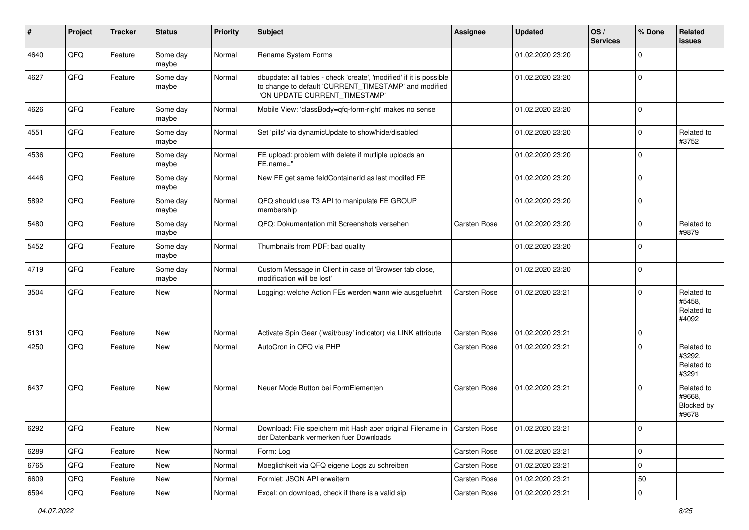| # | Project | Tracker | Status | Priority | Subject | Assignee | Updated | OS / Services | % Done | Related issues |
|---|---|---|---|---|---|---|---|---|---|---|
| 4640 | QFQ | Feature | Some day maybe | Normal | Rename System Forms | | 01.02.2020 23:20 | | 0 | |
| 4627 | QFQ | Feature | Some day maybe | Normal | dbupdate: all tables - check 'create', 'modified' if it is possible to change to default 'CURRENT_TIMESTAMP' and modified 'ON UPDATE CURRENT_TIMESTAMP' | | 01.02.2020 23:20 | | 0 | |
| 4626 | QFQ | Feature | Some day maybe | Normal | Mobile View: 'classBody=qfq-form-right' makes no sense | | 01.02.2020 23:20 | | 0 | |
| 4551 | QFQ | Feature | Some day maybe | Normal | Set 'pills' via dynamicUpdate to show/hide/disabled | | 01.02.2020 23:20 | | 0 | Related to #3752 |
| 4536 | QFQ | Feature | Some day maybe | Normal | FE upload: problem with delete if mutliple uploads an FE.name='' | | 01.02.2020 23:20 | | 0 | |
| 4446 | QFQ | Feature | Some day maybe | Normal | New FE get same feldContainerId as last modifed FE | | 01.02.2020 23:20 | | 0 | |
| 5892 | QFQ | Feature | Some day maybe | Normal | QFQ should use T3 API to manipulate FE GROUP membership | | 01.02.2020 23:20 | | 0 | |
| 5480 | QFQ | Feature | Some day maybe | Normal | QFQ: Dokumentation mit Screenshots versehen | Carsten Rose | 01.02.2020 23:20 | | 0 | Related to #9879 |
| 5452 | QFQ | Feature | Some day maybe | Normal | Thumbnails from PDF: bad quality | | 01.02.2020 23:20 | | 0 | |
| 4719 | QFQ | Feature | Some day maybe | Normal | Custom Message in Client in case of 'Browser tab close, modification will be lost' | | 01.02.2020 23:20 | | 0 | |
| 3504 | QFQ | Feature | New | Normal | Logging: welche Action FEs werden wann wie ausgefuehrt | Carsten Rose | 01.02.2020 23:21 | | 0 | Related to #5458, Related to #4092 |
| 5131 | QFQ | Feature | New | Normal | Activate Spin Gear ('wait/busy' indicator) via LINK attribute | Carsten Rose | 01.02.2020 23:21 | | 0 | |
| 4250 | QFQ | Feature | New | Normal | AutoCron in QFQ via PHP | Carsten Rose | 01.02.2020 23:21 | | 0 | Related to #3292, Related to #3291 |
| 6437 | QFQ | Feature | New | Normal | Neuer Mode Button bei FormElementen | Carsten Rose | 01.02.2020 23:21 | | 0 | Related to #9668, Blocked by #9678 |
| 6292 | QFQ | Feature | New | Normal | Download: File speichern mit Hash aber original Filename in der Datenbank vermerken fuer Downloads | Carsten Rose | 01.02.2020 23:21 | | 0 | |
| 6289 | QFQ | Feature | New | Normal | Form: Log | Carsten Rose | 01.02.2020 23:21 | | 0 | |
| 6765 | QFQ | Feature | New | Normal | Moeglichkeit via QFQ eigene Logs zu schreiben | Carsten Rose | 01.02.2020 23:21 | | 0 | |
| 6609 | QFQ | Feature | New | Normal | Formlet: JSON API erweitern | Carsten Rose | 01.02.2020 23:21 | | 50 | |
| 6594 | QFQ | Feature | New | Normal | Excel: on download, check if there is a valid sip | Carsten Rose | 01.02.2020 23:21 | | 0 | |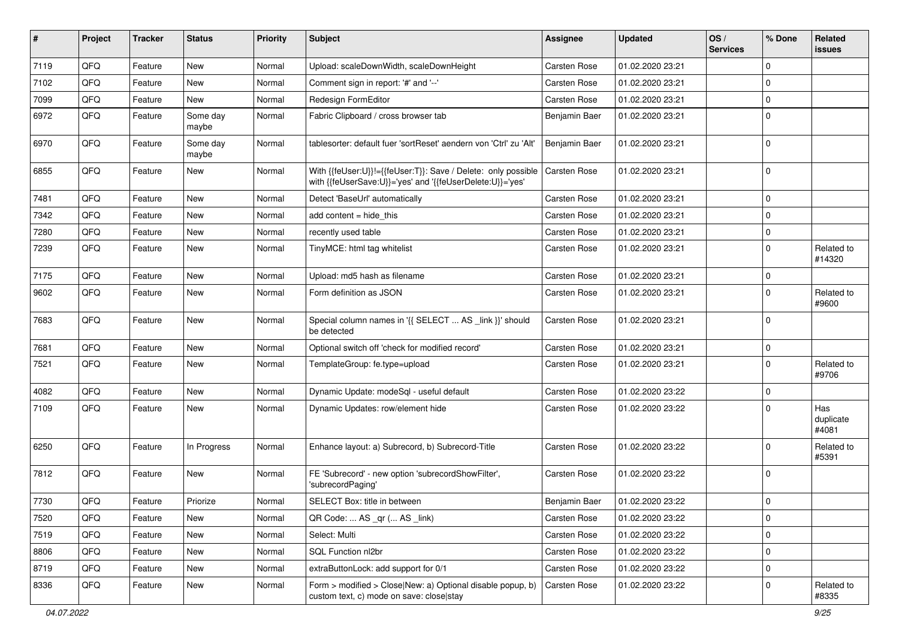| # | Project | Tracker | Status | Priority | Subject | Assignee | Updated | OS / Services | % Done | Related issues |
|---|---|---|---|---|---|---|---|---|---|---|
| 7119 | QFQ | Feature | New | Normal | Upload: scaleDownWidth, scaleDownHeight | Carsten Rose | 01.02.2020 23:21 | | 0 | |
| 7102 | QFQ | Feature | New | Normal | Comment sign in report: '#' and '--' | Carsten Rose | 01.02.2020 23:21 | | 0 | |
| 7099 | QFQ | Feature | New | Normal | Redesign FormEditor | Carsten Rose | 01.02.2020 23:21 | | 0 | |
| 6972 | QFQ | Feature | Some day maybe | Normal | Fabric Clipboard / cross browser tab | Benjamin Baer | 01.02.2020 23:21 | | 0 | |
| 6970 | QFQ | Feature | Some day maybe | Normal | tablesorter: default fuer 'sortReset' aendern von 'Ctrl' zu 'Alt' | Benjamin Baer | 01.02.2020 23:21 | | 0 | |
| 6855 | QFQ | Feature | New | Normal | With {{feUser:U}}!={{feUser:T}}: Save / Delete: only possible with {{feUserSave:U}}='yes' and '{{feUserDelete:U}}='yes' | Carsten Rose | 01.02.2020 23:21 | | 0 | |
| 7481 | QFQ | Feature | New | Normal | Detect 'BaseUrl' automatically | Carsten Rose | 01.02.2020 23:21 | | 0 | |
| 7342 | QFQ | Feature | New | Normal | add content = hide_this | Carsten Rose | 01.02.2020 23:21 | | 0 | |
| 7280 | QFQ | Feature | New | Normal | recently used table | Carsten Rose | 01.02.2020 23:21 | | 0 | |
| 7239 | QFQ | Feature | New | Normal | TinyMCE: html tag whitelist | Carsten Rose | 01.02.2020 23:21 | | 0 | Related to #14320 |
| 7175 | QFQ | Feature | New | Normal | Upload: md5 hash as filename | Carsten Rose | 01.02.2020 23:21 | | 0 | |
| 9602 | QFQ | Feature | New | Normal | Form definition as JSON | Carsten Rose | 01.02.2020 23:21 | | 0 | Related to #9600 |
| 7683 | QFQ | Feature | New | Normal | Special column names in '{{ SELECT ... AS _link }}' should be detected | Carsten Rose | 01.02.2020 23:21 | | 0 | |
| 7681 | QFQ | Feature | New | Normal | Optional switch off 'check for modified record' | Carsten Rose | 01.02.2020 23:21 | | 0 | |
| 7521 | QFQ | Feature | New | Normal | TemplateGroup: fe.type=upload | Carsten Rose | 01.02.2020 23:21 | | 0 | Related to #9706 |
| 4082 | QFQ | Feature | New | Normal | Dynamic Update: modeSql - useful default | Carsten Rose | 01.02.2020 23:22 | | 0 | |
| 7109 | QFQ | Feature | New | Normal | Dynamic Updates: row/element hide | Carsten Rose | 01.02.2020 23:22 | | 0 | Has duplicate #4081 |
| 6250 | QFQ | Feature | In Progress | Normal | Enhance layout: a) Subrecord, b) Subrecord-Title | Carsten Rose | 01.02.2020 23:22 | | 0 | Related to #5391 |
| 7812 | QFQ | Feature | New | Normal | FE 'Subrecord' - new option 'subrecordShowFilter', 'subrecordPaging' | Carsten Rose | 01.02.2020 23:22 | | 0 | |
| 7730 | QFQ | Feature | Priorize | Normal | SELECT Box: title in between | Benjamin Baer | 01.02.2020 23:22 | | 0 | |
| 7520 | QFQ | Feature | New | Normal | QR Code: ... AS _qr (... AS _link) | Carsten Rose | 01.02.2020 23:22 | | 0 | |
| 7519 | QFQ | Feature | New | Normal | Select: Multi | Carsten Rose | 01.02.2020 23:22 | | 0 | |
| 8806 | QFQ | Feature | New | Normal | SQL Function nl2br | Carsten Rose | 01.02.2020 23:22 | | 0 | |
| 8719 | QFQ | Feature | New | Normal | extraButtonLock: add support for 0/1 | Carsten Rose | 01.02.2020 23:22 | | 0 | |
| 8336 | QFQ | Feature | New | Normal | Form > modified > Close\|New: a) Optional disable popup, b) custom text, c) mode on save: close\|stay | Carsten Rose | 01.02.2020 23:22 | | 0 | Related to #8335 |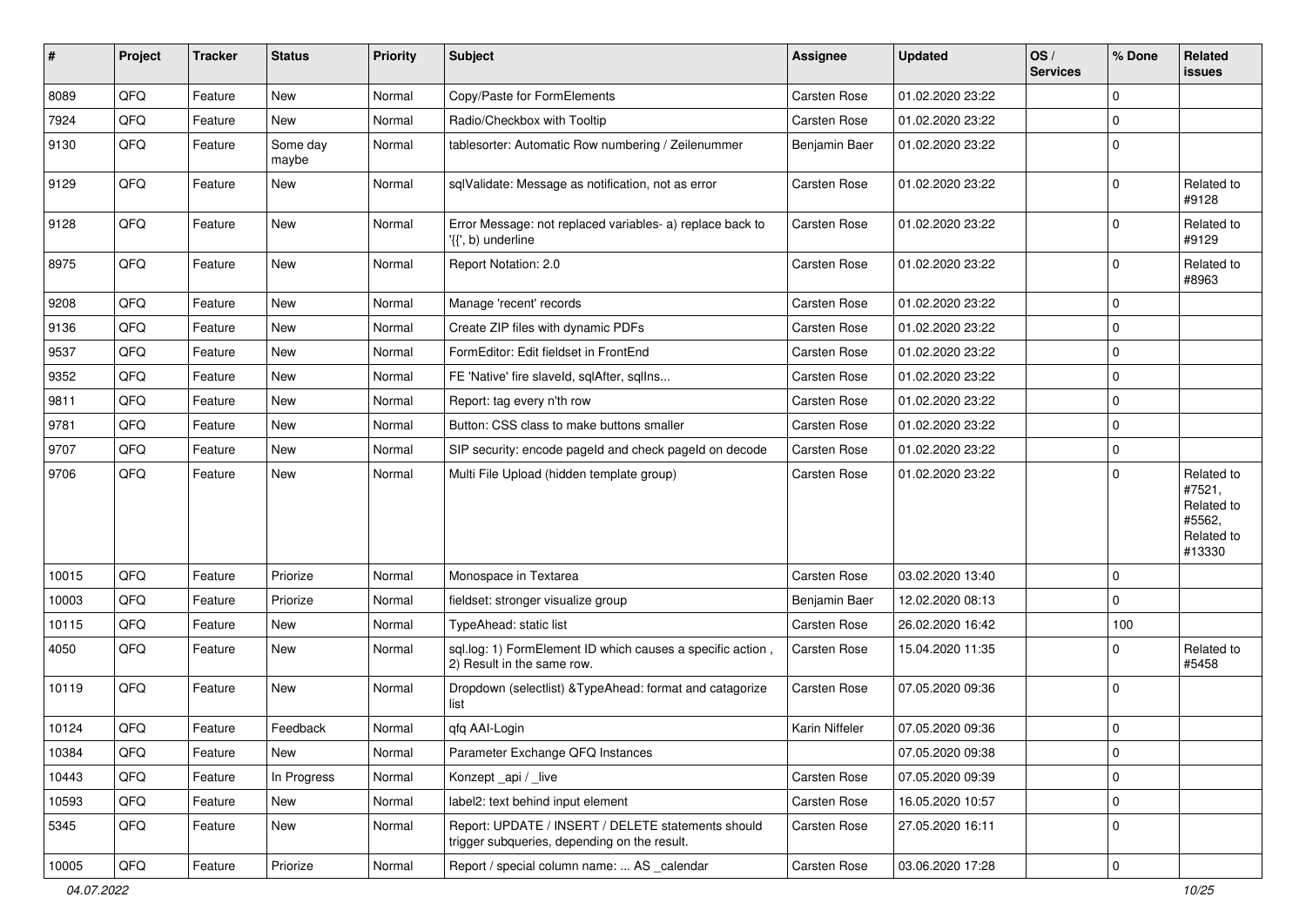| # | Project | Tracker | Status | Priority | Subject | Assignee | Updated | OS / Services | % Done | Related issues |
|---|---|---|---|---|---|---|---|---|---|---|
| 8089 | QFQ | Feature | New | Normal | Copy/Paste for FormElements | Carsten Rose | 01.02.2020 23:22 | | 0 | |
| 7924 | QFQ | Feature | New | Normal | Radio/Checkbox with Tooltip | Carsten Rose | 01.02.2020 23:22 | | 0 | |
| 9130 | QFQ | Feature | Some day maybe | Normal | tablesorter: Automatic Row numbering / Zeilenummer | Benjamin Baer | 01.02.2020 23:22 | | 0 | |
| 9129 | QFQ | Feature | New | Normal | sqlValidate: Message as notification, not as error | Carsten Rose | 01.02.2020 23:22 | | 0 | Related to #9128 |
| 9128 | QFQ | Feature | New | Normal | Error Message: not replaced variables- a) replace back to '{{', b) underline | Carsten Rose | 01.02.2020 23:22 | | 0 | Related to #9129 |
| 8975 | QFQ | Feature | New | Normal | Report Notation: 2.0 | Carsten Rose | 01.02.2020 23:22 | | 0 | Related to #8963 |
| 9208 | QFQ | Feature | New | Normal | Manage 'recent' records | Carsten Rose | 01.02.2020 23:22 | | 0 | |
| 9136 | QFQ | Feature | New | Normal | Create ZIP files with dynamic PDFs | Carsten Rose | 01.02.2020 23:22 | | 0 | |
| 9537 | QFQ | Feature | New | Normal | FormEditor: Edit fieldset in FrontEnd | Carsten Rose | 01.02.2020 23:22 | | 0 | |
| 9352 | QFQ | Feature | New | Normal | FE 'Native' fire slaveId, sqlAfter, sqlIns... | Carsten Rose | 01.02.2020 23:22 | | 0 | |
| 9811 | QFQ | Feature | New | Normal | Report: tag every n'th row | Carsten Rose | 01.02.2020 23:22 | | 0 | |
| 9781 | QFQ | Feature | New | Normal | Button: CSS class to make buttons smaller | Carsten Rose | 01.02.2020 23:22 | | 0 | |
| 9707 | QFQ | Feature | New | Normal | SIP security: encode pageId and check pageId on decode | Carsten Rose | 01.02.2020 23:22 | | 0 | |
| 9706 | QFQ | Feature | New | Normal | Multi File Upload (hidden template group) | Carsten Rose | 01.02.2020 23:22 | | 0 | Related to #7521, Related to #5562, Related to #13330 |
| 10015 | QFQ | Feature | Priorize | Normal | Monospace in Textarea | Carsten Rose | 03.02.2020 13:40 | | 0 | |
| 10003 | QFQ | Feature | Priorize | Normal | fieldset: stronger visualize group | Benjamin Baer | 12.02.2020 08:13 | | 0 | |
| 10115 | QFQ | Feature | New | Normal | TypeAhead: static list | Carsten Rose | 26.02.2020 16:42 | | 100 | |
| 4050 | QFQ | Feature | New | Normal | sql.log: 1) FormElement ID which causes a specific action , 2) Result in the same row. | Carsten Rose | 15.04.2020 11:35 | | 0 | Related to #5458 |
| 10119 | QFQ | Feature | New | Normal | Dropdown (selectlist) &TypeAhead: format and catagorize list | Carsten Rose | 07.05.2020 09:36 | | 0 | |
| 10124 | QFQ | Feature | Feedback | Normal | qfq AAI-Login | Karin Niffeler | 07.05.2020 09:36 | | 0 | |
| 10384 | QFQ | Feature | New | Normal | Parameter Exchange QFQ Instances | | 07.05.2020 09:38 | | 0 | |
| 10443 | QFQ | Feature | In Progress | Normal | Konzept _api / _live | Carsten Rose | 07.05.2020 09:39 | | 0 | |
| 10593 | QFQ | Feature | New | Normal | label2: text behind input element | Carsten Rose | 16.05.2020 10:57 | | 0 | |
| 5345 | QFQ | Feature | New | Normal | Report: UPDATE / INSERT / DELETE statements should trigger subqueries, depending on the result. | Carsten Rose | 27.05.2020 16:11 | | 0 | |
| 10005 | QFQ | Feature | Priorize | Normal | Report / special column name: ... AS _calendar | Carsten Rose | 03.06.2020 17:28 | | 0 | |

*04.07.2022*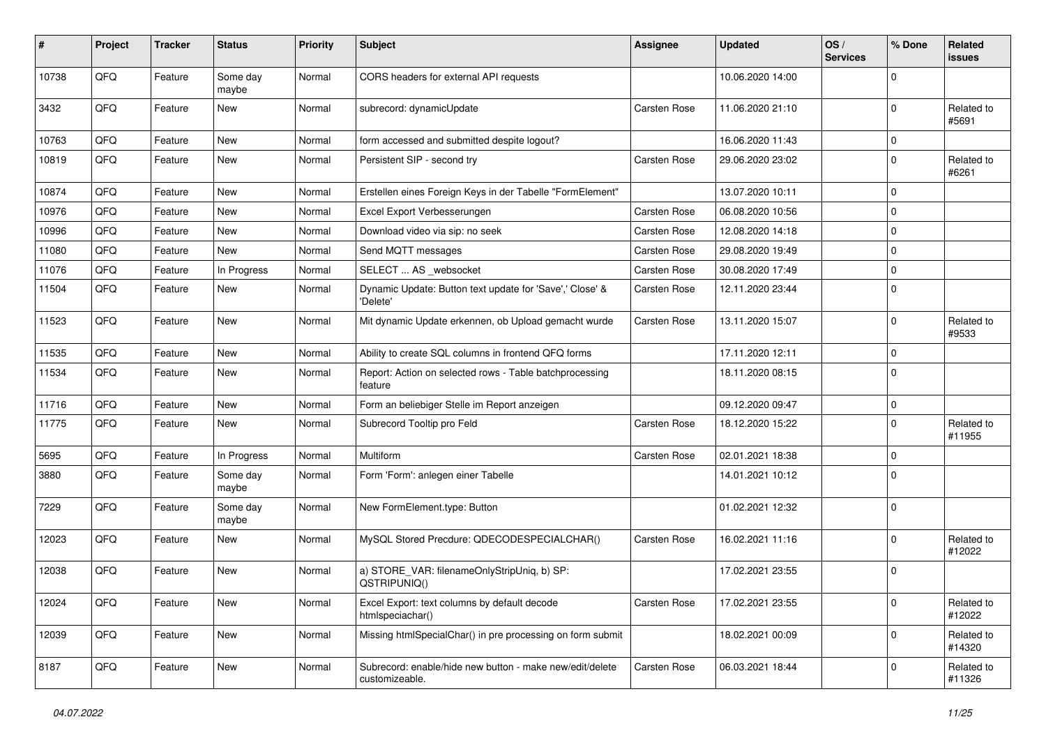| # | Project | Tracker | Status | Priority | Subject | Assignee | Updated | OS / Services | % Done | Related issues |
|---|---|---|---|---|---|---|---|---|---|---|
| 10738 | QFQ | Feature | Some day maybe | Normal | CORS headers for external API requests | | 10.06.2020 14:00 | | 0 | |
| 3432 | QFQ | Feature | New | Normal | subrecord: dynamicUpdate | Carsten Rose | 11.06.2020 21:10 | | 0 | Related to #5691 |
| 10763 | QFQ | Feature | New | Normal | form accessed and submitted despite logout? | | 16.06.2020 11:43 | | 0 | |
| 10819 | QFQ | Feature | New | Normal | Persistent SIP - second try | Carsten Rose | 29.06.2020 23:02 | | 0 | Related to #6261 |
| 10874 | QFQ | Feature | New | Normal | Erstellen eines Foreign Keys in der Tabelle "FormElement" | | 13.07.2020 10:11 | | 0 | |
| 10976 | QFQ | Feature | New | Normal | Excel Export Verbesserungen | Carsten Rose | 06.08.2020 10:56 | | 0 | |
| 10996 | QFQ | Feature | New | Normal | Download video via sip: no seek | Carsten Rose | 12.08.2020 14:18 | | 0 | |
| 11080 | QFQ | Feature | New | Normal | Send MQTT messages | Carsten Rose | 29.08.2020 19:49 | | 0 | |
| 11076 | QFQ | Feature | In Progress | Normal | SELECT ... AS _websocket | Carsten Rose | 30.08.2020 17:49 | | 0 | |
| 11504 | QFQ | Feature | New | Normal | Dynamic Update: Button text update for 'Save',' Close' & 'Delete' | Carsten Rose | 12.11.2020 23:44 | | 0 | |
| 11523 | QFQ | Feature | New | Normal | Mit dynamic Update erkennen, ob Upload gemacht wurde | Carsten Rose | 13.11.2020 15:07 | | 0 | Related to #9533 |
| 11535 | QFQ | Feature | New | Normal | Ability to create SQL columns in frontend QFQ forms | | 17.11.2020 12:11 | | 0 | |
| 11534 | QFQ | Feature | New | Normal | Report: Action on selected rows - Table batchprocessing feature | | 18.11.2020 08:15 | | 0 | |
| 11716 | QFQ | Feature | New | Normal | Form an beliebiger Stelle im Report anzeigen | | 09.12.2020 09:47 | | 0 | |
| 11775 | QFQ | Feature | New | Normal | Subrecord Tooltip pro Feld | Carsten Rose | 18.12.2020 15:22 | | 0 | Related to #11955 |
| 5695 | QFQ | Feature | In Progress | Normal | Multiform | Carsten Rose | 02.01.2021 18:38 | | 0 | |
| 3880 | QFQ | Feature | Some day maybe | Normal | Form 'Form': anlegen einer Tabelle | | 14.01.2021 10:12 | | 0 | |
| 7229 | QFQ | Feature | Some day maybe | Normal | New FormElement.type: Button | | 01.02.2021 12:32 | | 0 | |
| 12023 | QFQ | Feature | New | Normal | MySQL Stored Precdure: QDECODESPECIALCHAR() | Carsten Rose | 16.02.2021 11:16 | | 0 | Related to #12022 |
| 12038 | QFQ | Feature | New | Normal | a) STORE_VAR: filenameOnlyStripUniq, b) SP: QSTRIPUNIQ() | | 17.02.2021 23:55 | | 0 | |
| 12024 | QFQ | Feature | New | Normal | Excel Export: text columns by default decode htmlspeciachar() | Carsten Rose | 17.02.2021 23:55 | | 0 | Related to #12022 |
| 12039 | QFQ | Feature | New | Normal | Missing htmlSpecialChar() in pre processing on form submit | | 18.02.2021 00:09 | | 0 | Related to #14320 |
| 8187 | QFQ | Feature | New | Normal | Subrecord: enable/hide new button - make new/edit/delete customizeable. | Carsten Rose | 06.03.2021 18:44 | | 0 | Related to #11326 |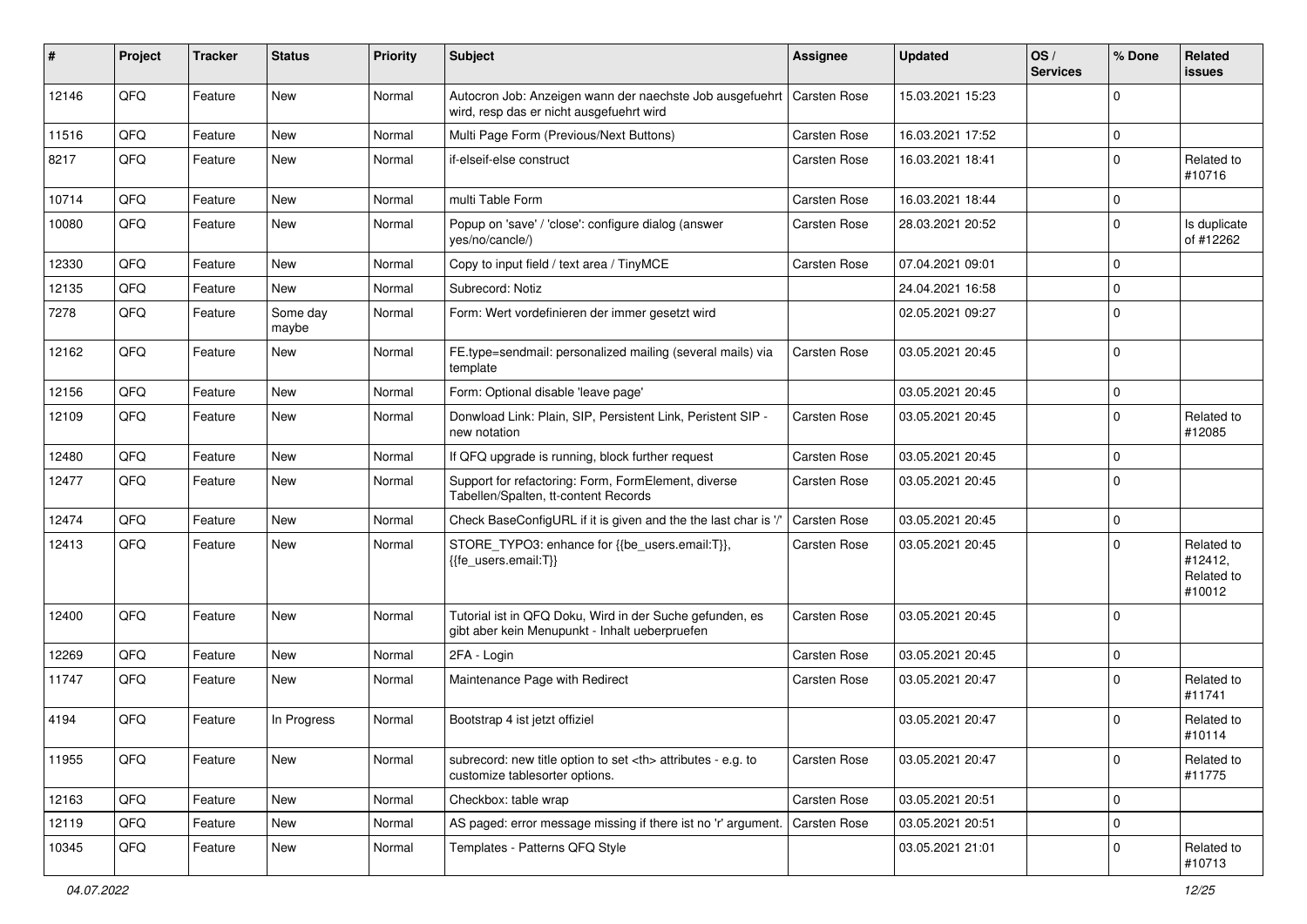| # | Project | Tracker | Status | Priority | Subject | Assignee | Updated | OS / Services | % Done | Related issues |
|---|---|---|---|---|---|---|---|---|---|---|
| 12146 | QFQ | Feature | New | Normal | Autocron Job: Anzeigen wann der naechste Job ausgefuehrt wird, resp das er nicht ausgefuehrt wird | Carsten Rose | 15.03.2021 15:23 | | 0 | |
| 11516 | QFQ | Feature | New | Normal | Multi Page Form (Previous/Next Buttons) | Carsten Rose | 16.03.2021 17:52 | | 0 | |
| 8217 | QFQ | Feature | New | Normal | if-elseif-else construct | Carsten Rose | 16.03.2021 18:41 | | 0 | Related to #10716 |
| 10714 | QFQ | Feature | New | Normal | multi Table Form | Carsten Rose | 16.03.2021 18:44 | | 0 | |
| 10080 | QFQ | Feature | New | Normal | Popup on 'save' / 'close': configure dialog (answer yes/no/cancle/) | Carsten Rose | 28.03.2021 20:52 | | 0 | Is duplicate of #12262 |
| 12330 | QFQ | Feature | New | Normal | Copy to input field / text area / TinyMCE | Carsten Rose | 07.04.2021 09:01 | | 0 | |
| 12135 | QFQ | Feature | New | Normal | Subrecord: Notiz | | 24.04.2021 16:58 | | 0 | |
| 7278 | QFQ | Feature | Some day maybe | Normal | Form: Wert vordefinieren der immer gesetzt wird | | 02.05.2021 09:27 | | 0 | |
| 12162 | QFQ | Feature | New | Normal | FE.type=sendmail: personalized mailing (several mails) via template | Carsten Rose | 03.05.2021 20:45 | | 0 | |
| 12156 | QFQ | Feature | New | Normal | Form: Optional disable 'leave page' | | 03.05.2021 20:45 | | 0 | |
| 12109 | QFQ | Feature | New | Normal | Donwload Link: Plain, SIP, Persistent Link, Peristent SIP - new notation | Carsten Rose | 03.05.2021 20:45 | | 0 | Related to #12085 |
| 12480 | QFQ | Feature | New | Normal | If QFQ upgrade is running, block further request | Carsten Rose | 03.05.2021 20:45 | | 0 | |
| 12477 | QFQ | Feature | New | Normal | Support for refactoring: Form, FormElement, diverse Tabellen/Spalten, tt-content Records | Carsten Rose | 03.05.2021 20:45 | | 0 | |
| 12474 | QFQ | Feature | New | Normal | Check BaseConfigURL if it is given and the the last char is '/' | Carsten Rose | 03.05.2021 20:45 | | 0 | |
| 12413 | QFQ | Feature | New | Normal | STORE_TYPO3: enhance for {{be_users.email:T}}, {{fe_users.email:T}} | Carsten Rose | 03.05.2021 20:45 | | 0 | Related to #12412, Related to #10012 |
| 12400 | QFQ | Feature | New | Normal | Tutorial ist in QFQ Doku, Wird in der Suche gefunden, es gibt aber kein Menupunkt - Inhalt ueberpruefen | Carsten Rose | 03.05.2021 20:45 | | 0 | |
| 12269 | QFQ | Feature | New | Normal | 2FA - Login | Carsten Rose | 03.05.2021 20:45 | | 0 | |
| 11747 | QFQ | Feature | New | Normal | Maintenance Page with Redirect | Carsten Rose | 03.05.2021 20:47 | | 0 | Related to #11741 |
| 4194 | QFQ | Feature | In Progress | Normal | Bootstrap 4 ist jetzt offiziel | | 03.05.2021 20:47 | | 0 | Related to #10114 |
| 11955 | QFQ | Feature | New | Normal | subrecord: new title option to set <th> attributes - e.g. to customize tablesorter options. | Carsten Rose | 03.05.2021 20:47 | | 0 | Related to #11775 |
| 12163 | QFQ | Feature | New | Normal | Checkbox: table wrap | Carsten Rose | 03.05.2021 20:51 | | 0 | |
| 12119 | QFQ | Feature | New | Normal | AS paged: error message missing if there ist no 'r' argument. | Carsten Rose | 03.05.2021 20:51 | | 0 | |
| 10345 | QFQ | Feature | New | Normal | Templates - Patterns QFQ Style | | 03.05.2021 21:01 | | 0 | Related to #10713 |

*04.07.2022*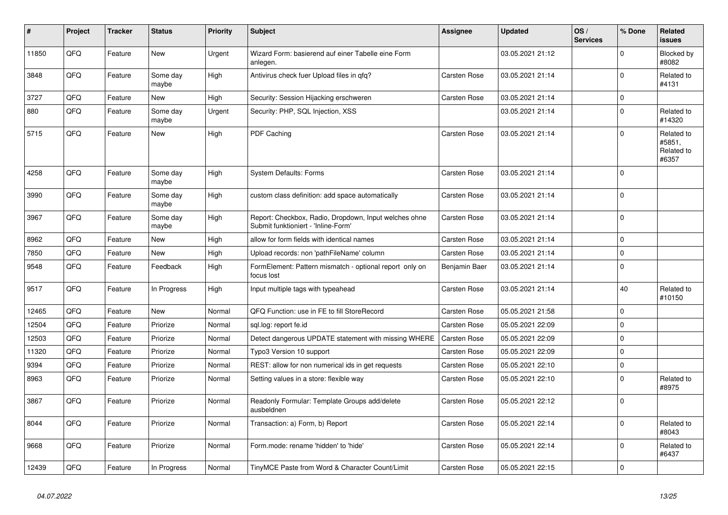| # | Project | Tracker | Status | Priority | Subject | Assignee | Updated | OS / Services | % Done | Related issues |
|---|---|---|---|---|---|---|---|---|---|---|
| 11850 | QFQ | Feature | New | Urgent | Wizard Form: basierend auf einer Tabelle eine Form anlegen. | | 03.05.2021 21:12 | | 0 | Blocked by #8082 |
| 3848 | QFQ | Feature | Some day maybe | High | Antivirus check fuer Upload files in qfq? | Carsten Rose | 03.05.2021 21:14 | | 0 | Related to #4131 |
| 3727 | QFQ | Feature | New | High | Security: Session Hijacking erschweren | Carsten Rose | 03.05.2021 21:14 | | 0 | |
| 880 | QFQ | Feature | Some day maybe | Urgent | Security: PHP, SQL Injection, XSS | | 03.05.2021 21:14 | | 0 | Related to #14320 |
| 5715 | QFQ | Feature | New | High | PDF Caching | Carsten Rose | 03.05.2021 21:14 | | 0 | Related to #5851, Related to #6357 |
| 4258 | QFQ | Feature | Some day maybe | High | System Defaults: Forms | Carsten Rose | 03.05.2021 21:14 | | 0 | |
| 3990 | QFQ | Feature | Some day maybe | High | custom class definition: add space automatically | Carsten Rose | 03.05.2021 21:14 | | 0 | |
| 3967 | QFQ | Feature | Some day maybe | High | Report: Checkbox, Radio, Dropdown, Input welches ohne Submit funktioniert - 'Inline-Form' | Carsten Rose | 03.05.2021 21:14 | | 0 | |
| 8962 | QFQ | Feature | New | High | allow for form fields with identical names | Carsten Rose | 03.05.2021 21:14 | | 0 | |
| 7850 | QFQ | Feature | New | High | Upload records: non 'pathFileName' column | Carsten Rose | 03.05.2021 21:14 | | 0 | |
| 9548 | QFQ | Feature | Feedback | High | FormElement: Pattern mismatch - optional report only on focus lost | Benjamin Baer | 03.05.2021 21:14 | | 0 | |
| 9517 | QFQ | Feature | In Progress | High | Input multiple tags with typeahead | Carsten Rose | 03.05.2021 21:14 | | 40 | Related to #10150 |
| 12465 | QFQ | Feature | New | Normal | QFQ Function: use in FE to fill StoreRecord | Carsten Rose | 05.05.2021 21:58 | | 0 | |
| 12504 | QFQ | Feature | Priorize | Normal | sql.log: report fe.id | Carsten Rose | 05.05.2021 22:09 | | 0 | |
| 12503 | QFQ | Feature | Priorize | Normal | Detect dangerous UPDATE statement with missing WHERE | Carsten Rose | 05.05.2021 22:09 | | 0 | |
| 11320 | QFQ | Feature | Priorize | Normal | Typo3 Version 10 support | Carsten Rose | 05.05.2021 22:09 | | 0 | |
| 9394 | QFQ | Feature | Priorize | Normal | REST: allow for non numerical ids in get requests | Carsten Rose | 05.05.2021 22:10 | | 0 | |
| 8963 | QFQ | Feature | Priorize | Normal | Setting values in a store: flexible way | Carsten Rose | 05.05.2021 22:10 | | 0 | Related to #8975 |
| 3867 | QFQ | Feature | Priorize | Normal | Readonly Formular: Template Groups add/delete ausbeldnen | Carsten Rose | 05.05.2021 22:12 | | 0 | |
| 8044 | QFQ | Feature | Priorize | Normal | Transaction: a) Form, b) Report | Carsten Rose | 05.05.2021 22:14 | | 0 | Related to #8043 |
| 9668 | QFQ | Feature | Priorize | Normal | Form.mode: rename 'hidden' to 'hide' | Carsten Rose | 05.05.2021 22:14 | | 0 | Related to #6437 |
| 12439 | QFQ | Feature | In Progress | Normal | TinyMCE Paste from Word & Character Count/Limit | Carsten Rose | 05.05.2021 22:15 | | 0 | |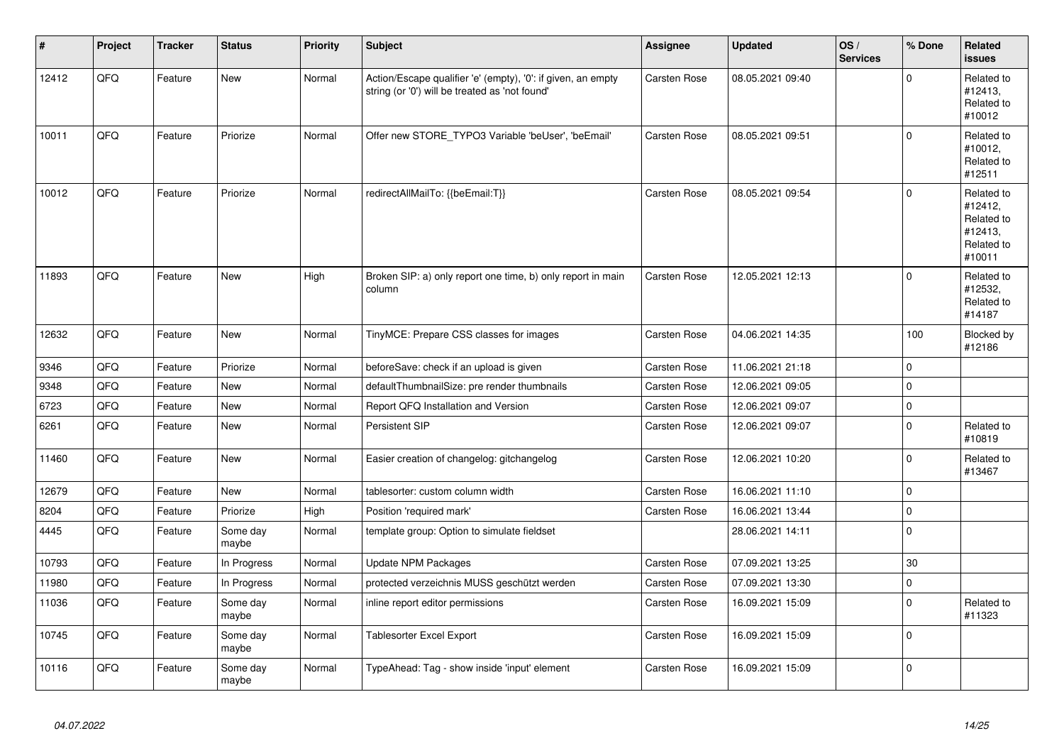| # | Project | Tracker | Status | Priority | Subject | Assignee | Updated | OS / Services | % Done | Related issues |
|---|---|---|---|---|---|---|---|---|---|---|
| 12412 | QFQ | Feature | New | Normal | Action/Escape qualifier 'e' (empty), '0': if given, an empty string (or '0') will be treated as 'not found' | Carsten Rose | 08.05.2021 09:40 | | 0 | Related to #12413, Related to #10012 |
| 10011 | QFQ | Feature | Priorize | Normal | Offer new STORE_TYPO3 Variable 'beUser', 'beEmail' | Carsten Rose | 08.05.2021 09:51 | | 0 | Related to #10012, Related to #12511 |
| 10012 | QFQ | Feature | Priorize | Normal | redirectAllMailTo: {{beEmail:T}} | Carsten Rose | 08.05.2021 09:54 | | 0 | Related to #12412, Related to #12413, Related to #10011 |
| 11893 | QFQ | Feature | New | High | Broken SIP: a) only report one time, b) only report in main column | Carsten Rose | 12.05.2021 12:13 | | 0 | Related to #12532, Related to #14187 |
| 12632 | QFQ | Feature | New | Normal | TinyMCE: Prepare CSS classes for images | Carsten Rose | 04.06.2021 14:35 | | 100 | Blocked by #12186 |
| 9346 | QFQ | Feature | Priorize | Normal | beforeSave: check if an upload is given | Carsten Rose | 11.06.2021 21:18 | | 0 | |
| 9348 | QFQ | Feature | New | Normal | defaultThumbnailSize: pre render thumbnails | Carsten Rose | 12.06.2021 09:05 | | 0 | |
| 6723 | QFQ | Feature | New | Normal | Report QFQ Installation and Version | Carsten Rose | 12.06.2021 09:07 | | 0 | |
| 6261 | QFQ | Feature | New | Normal | Persistent SIP | Carsten Rose | 12.06.2021 09:07 | | 0 | Related to #10819 |
| 11460 | QFQ | Feature | New | Normal | Easier creation of changelog: gitchangelog | Carsten Rose | 12.06.2021 10:20 | | 0 | Related to #13467 |
| 12679 | QFQ | Feature | New | Normal | tablesorter: custom column width | Carsten Rose | 16.06.2021 11:10 | | 0 | |
| 8204 | QFQ | Feature | Priorize | High | Position 'required mark' | Carsten Rose | 16.06.2021 13:44 | | 0 | |
| 4445 | QFQ | Feature | Some day maybe | Normal | template group: Option to simulate fieldset | | 28.06.2021 14:11 | | 0 | |
| 10793 | QFQ | Feature | In Progress | Normal | Update NPM Packages | Carsten Rose | 07.09.2021 13:25 | | 30 | |
| 11980 | QFQ | Feature | In Progress | Normal | protected verzeichnis MUSS geschützt werden | Carsten Rose | 07.09.2021 13:30 | | 0 | |
| 11036 | QFQ | Feature | Some day maybe | Normal | inline report editor permissions | Carsten Rose | 16.09.2021 15:09 | | 0 | Related to #11323 |
| 10745 | QFQ | Feature | Some day maybe | Normal | Tablesorter Excel Export | Carsten Rose | 16.09.2021 15:09 | | 0 | |
| 10116 | QFQ | Feature | Some day maybe | Normal | TypeAhead: Tag - show inside 'input' element | Carsten Rose | 16.09.2021 15:09 | | 0 | |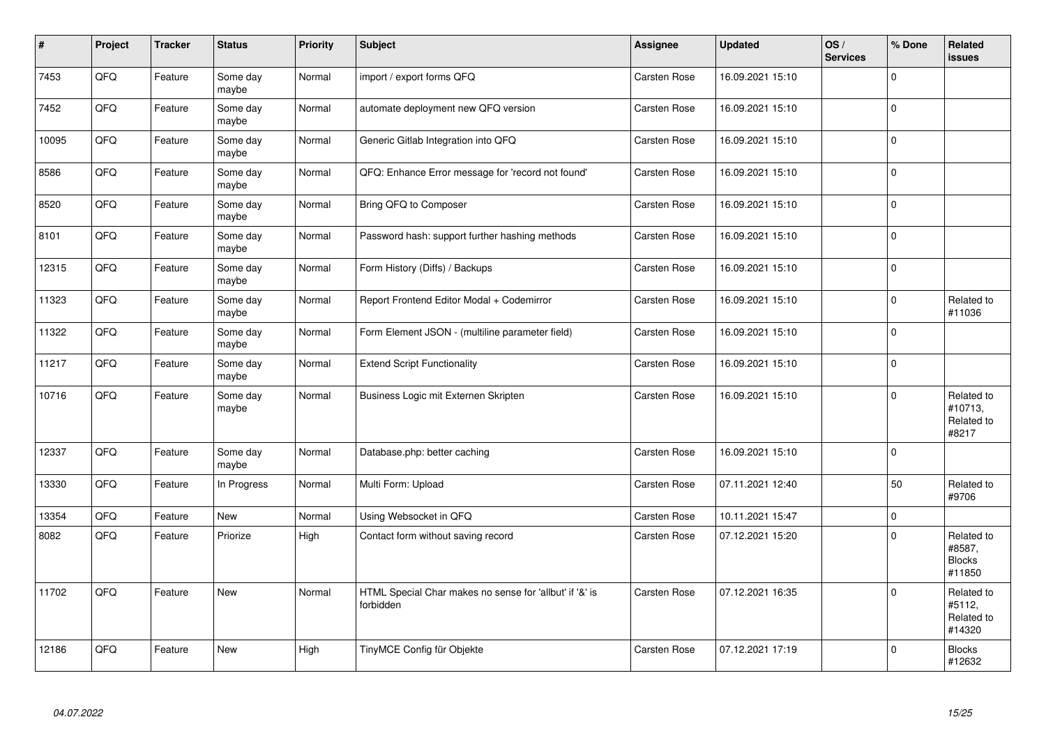| # | Project | Tracker | Status | Priority | Subject | Assignee | Updated | OS / Services | % Done | Related issues |
|---|---|---|---|---|---|---|---|---|---|---|
| 7453 | QFQ | Feature | Some day maybe | Normal | import / export forms QFQ | Carsten Rose | 16.09.2021 15:10 | | 0 | |
| 7452 | QFQ | Feature | Some day maybe | Normal | automate deployment new QFQ version | Carsten Rose | 16.09.2021 15:10 | | 0 | |
| 10095 | QFQ | Feature | Some day maybe | Normal | Generic Gitlab Integration into QFQ | Carsten Rose | 16.09.2021 15:10 | | 0 | |
| 8586 | QFQ | Feature | Some day maybe | Normal | QFQ: Enhance Error message for 'record not found' | Carsten Rose | 16.09.2021 15:10 | | 0 | |
| 8520 | QFQ | Feature | Some day maybe | Normal | Bring QFQ to Composer | Carsten Rose | 16.09.2021 15:10 | | 0 | |
| 8101 | QFQ | Feature | Some day maybe | Normal | Password hash: support further hashing methods | Carsten Rose | 16.09.2021 15:10 | | 0 | |
| 12315 | QFQ | Feature | Some day maybe | Normal | Form History (Diffs) / Backups | Carsten Rose | 16.09.2021 15:10 | | 0 | |
| 11323 | QFQ | Feature | Some day maybe | Normal | Report Frontend Editor Modal + Codemirror | Carsten Rose | 16.09.2021 15:10 | | 0 | Related to #11036 |
| 11322 | QFQ | Feature | Some day maybe | Normal | Form Element JSON - (multiline parameter field) | Carsten Rose | 16.09.2021 15:10 | | 0 | |
| 11217 | QFQ | Feature | Some day maybe | Normal | Extend Script Functionality | Carsten Rose | 16.09.2021 15:10 | | 0 | |
| 10716 | QFQ | Feature | Some day maybe | Normal | Business Logic mit Externen Skripten | Carsten Rose | 16.09.2021 15:10 | | 0 | Related to #10713, Related to #8217 |
| 12337 | QFQ | Feature | Some day maybe | Normal | Database.php: better caching | Carsten Rose | 16.09.2021 15:10 | | 0 | |
| 13330 | QFQ | Feature | In Progress | Normal | Multi Form: Upload | Carsten Rose | 07.11.2021 12:40 | | 50 | Related to #9706 |
| 13354 | QFQ | Feature | New | Normal | Using Websocket in QFQ | Carsten Rose | 10.11.2021 15:47 | | 0 | |
| 8082 | QFQ | Feature | Priorize | High | Contact form without saving record | Carsten Rose | 07.12.2021 15:20 | | 0 | Related to #8587, Blocks #11850 |
| 11702 | QFQ | Feature | New | Normal | HTML Special Char makes no sense for 'allbut' if '&' is forbidden | Carsten Rose | 07.12.2021 16:35 | | 0 | Related to #5112, Related to #14320 |
| 12186 | QFQ | Feature | New | High | TinyMCE Config für Objekte | Carsten Rose | 07.12.2021 17:19 | | 0 | Blocks #12632 |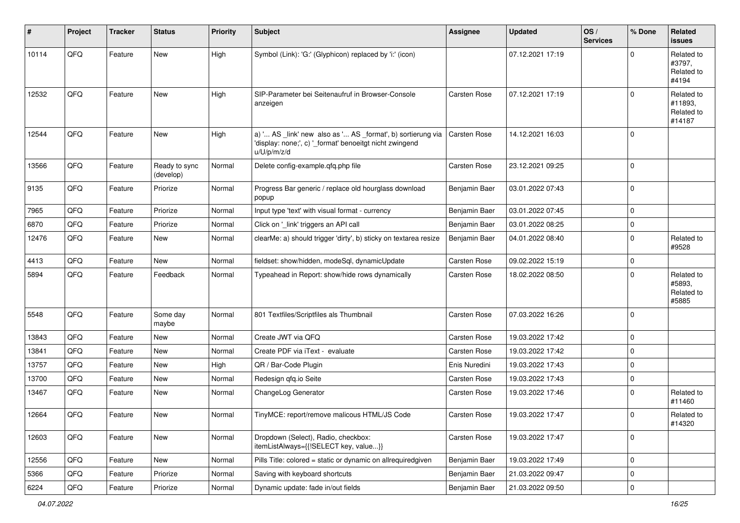| # | Project | Tracker | Status | Priority | Subject | Assignee | Updated | OS / Services | % Done | Related issues |
|---|---|---|---|---|---|---|---|---|---|---|
| 10114 | QFQ | Feature | New | High | Symbol (Link): 'G:' (Glyphicon) replaced by 'i:' (icon) | | 07.12.2021 17:19 | | 0 | Related to #3797, Related to #4194 |
| 12532 | QFQ | Feature | New | High | SIP-Parameter bei Seitenaufruf in Browser-Console anzeigen | Carsten Rose | 07.12.2021 17:19 | | 0 | Related to #11893, Related to #14187 |
| 12544 | QFQ | Feature | New | High | a) '... AS _link' new also as '... AS _format', b) sortierung via 'display: none;', c) '_format' benoeitgt nicht zwingend u/U/p/m/z/d | Carsten Rose | 14.12.2021 16:03 | | 0 | |
| 13566 | QFQ | Feature | Ready to sync (develop) | Normal | Delete config-example.qfq.php file | Carsten Rose | 23.12.2021 09:25 | | 0 | |
| 9135 | QFQ | Feature | Priorize | Normal | Progress Bar generic / replace old hourglass download popup | Benjamin Baer | 03.01.2022 07:43 | | 0 | |
| 7965 | QFQ | Feature | Priorize | Normal | Input type 'text' with visual format - currency | Benjamin Baer | 03.01.2022 07:45 | | 0 | |
| 6870 | QFQ | Feature | Priorize | Normal | Click on '_link' triggers an API call | Benjamin Baer | 03.01.2022 08:25 | | 0 | |
| 12476 | QFQ | Feature | New | Normal | clearMe: a) should trigger 'dirty', b) sticky on textarea resize | Benjamin Baer | 04.01.2022 08:40 | | 0 | Related to #9528 |
| 4413 | QFQ | Feature | New | Normal | fieldset: show/hidden, modeSql, dynamicUpdate | Carsten Rose | 09.02.2022 15:19 | | 0 | |
| 5894 | QFQ | Feature | Feedback | Normal | Typeahead in Report: show/hide rows dynamically | Carsten Rose | 18.02.2022 08:50 | | 0 | Related to #5893, Related to #5885 |
| 5548 | QFQ | Feature | Some day maybe | Normal | 801 Textfiles/Scriptfiles als Thumbnail | Carsten Rose | 07.03.2022 16:26 | | 0 | |
| 13843 | QFQ | Feature | New | Normal | Create JWT via QFQ | Carsten Rose | 19.03.2022 17:42 | | 0 | |
| 13841 | QFQ | Feature | New | Normal | Create PDF via iText - evaluate | Carsten Rose | 19.03.2022 17:42 | | 0 | |
| 13757 | QFQ | Feature | New | High | QR / Bar-Code Plugin | Enis Nuredini | 19.03.2022 17:43 | | 0 | |
| 13700 | QFQ | Feature | New | Normal | Redesign qfq.io Seite | Carsten Rose | 19.03.2022 17:43 | | 0 | |
| 13467 | QFQ | Feature | New | Normal | ChangeLog Generator | Carsten Rose | 19.03.2022 17:46 | | 0 | Related to #11460 |
| 12664 | QFQ | Feature | New | Normal | TinyMCE: report/remove malicous HTML/JS Code | Carsten Rose | 19.03.2022 17:47 | | 0 | Related to #14320 |
| 12603 | QFQ | Feature | New | Normal | Dropdown (Select), Radio, checkbox: itemListAlways={{!SELECT key, value...}} | Carsten Rose | 19.03.2022 17:47 | | 0 | |
| 12556 | QFQ | Feature | New | Normal | Pills Title: colored = static or dynamic on allrequiredgiven | Benjamin Baer | 19.03.2022 17:49 | | 0 | |
| 5366 | QFQ | Feature | Priorize | Normal | Saving with keyboard shortcuts | Benjamin Baer | 21.03.2022 09:47 | | 0 | |
| 6224 | QFQ | Feature | Priorize | Normal | Dynamic update: fade in/out fields | Benjamin Baer | 21.03.2022 09:50 | | 0 | |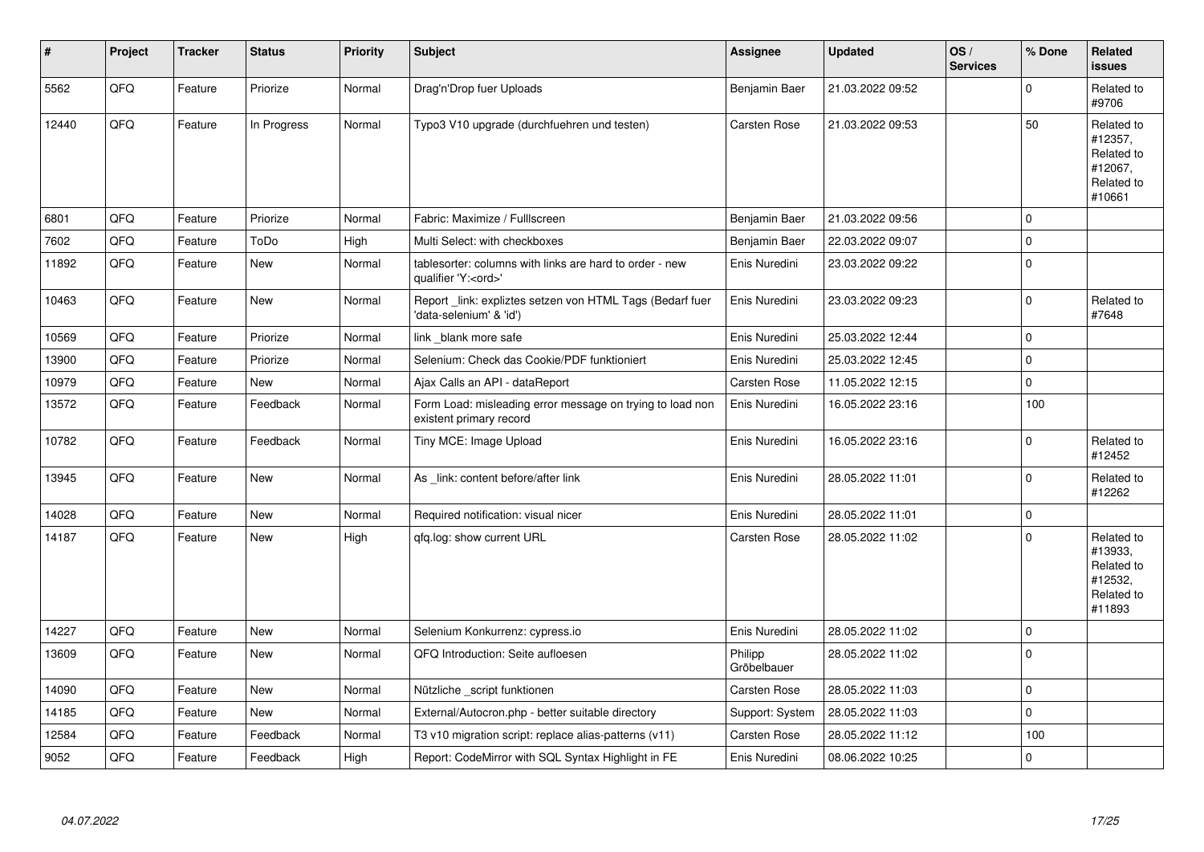| # | Project | Tracker | Status | Priority | Subject | Assignee | Updated | OS / Services | % Done | Related issues |
|---|---|---|---|---|---|---|---|---|---|---|
| 5562 | QFQ | Feature | Priorize | Normal | Drag'n'Drop fuer Uploads | Benjamin Baer | 21.03.2022 09:52 | | 0 | Related to #9706 |
| 12440 | QFQ | Feature | In Progress | Normal | Typo3 V10 upgrade (durchfuehren und testen) | Carsten Rose | 21.03.2022 09:53 | | 50 | Related to #12357, Related to #12067, Related to #10661 |
| 6801 | QFQ | Feature | Priorize | Normal | Fabric: Maximize / FullIscreen | Benjamin Baer | 21.03.2022 09:56 | | 0 | |
| 7602 | QFQ | Feature | ToDo | High | Multi Select: with checkboxes | Benjamin Baer | 22.03.2022 09:07 | | 0 | |
| 11892 | QFQ | Feature | New | Normal | tablesorter: columns with links are hard to order - new qualifier 'Y:<ord>' | Enis Nuredini | 23.03.2022 09:22 | | 0 | |
| 10463 | QFQ | Feature | New | Normal | Report _link: expliztes setzen von HTML Tags (Bedarf fuer 'data-selenium' & 'id') | Enis Nuredini | 23.03.2022 09:23 | | 0 | Related to #7648 |
| 10569 | QFQ | Feature | Priorize | Normal | link _blank more safe | Enis Nuredini | 25.03.2022 12:44 | | 0 | |
| 13900 | QFQ | Feature | Priorize | Normal | Selenium: Check das Cookie/PDF funktioniert | Enis Nuredini | 25.03.2022 12:45 | | 0 | |
| 10979 | QFQ | Feature | New | Normal | Ajax Calls an API - dataReport | Carsten Rose | 11.05.2022 12:15 | | 0 | |
| 13572 | QFQ | Feature | Feedback | Normal | Form Load: misleading error message on trying to load non existent primary record | Enis Nuredini | 16.05.2022 23:16 | | 100 | |
| 10782 | QFQ | Feature | Feedback | Normal | Tiny MCE: Image Upload | Enis Nuredini | 16.05.2022 23:16 | | 0 | Related to #12452 |
| 13945 | QFQ | Feature | New | Normal | As _link: content before/after link | Enis Nuredini | 28.05.2022 11:01 | | 0 | Related to #12262 |
| 14028 | QFQ | Feature | New | Normal | Required notification: visual nicer | Enis Nuredini | 28.05.2022 11:01 | | 0 | |
| 14187 | QFQ | Feature | New | High | qfq.log: show current URL | Carsten Rose | 28.05.2022 11:02 | | 0 | Related to #13933, Related to #12532, Related to #11893 |
| 14227 | QFQ | Feature | New | Normal | Selenium Konkurrenz: cypress.io | Enis Nuredini | 28.05.2022 11:02 | | 0 | |
| 13609 | QFQ | Feature | New | Normal | QFQ Introduction: Seite aufloesen | Philipp Gröbelbauer | 28.05.2022 11:02 | | 0 | |
| 14090 | QFQ | Feature | New | Normal | Nützliche _script funktionen | Carsten Rose | 28.05.2022 11:03 | | 0 | |
| 14185 | QFQ | Feature | New | Normal | External/Autocron.php - better suitable directory | Support: System | 28.05.2022 11:03 | | 0 | |
| 12584 | QFQ | Feature | Feedback | Normal | T3 v10 migration script: replace alias-patterns (v11) | Carsten Rose | 28.05.2022 11:12 | | 100 | |
| 9052 | QFQ | Feature | Feedback | High | Report: CodeMirror with SQL Syntax Highlight in FE | Enis Nuredini | 08.06.2022 10:25 | | 0 | |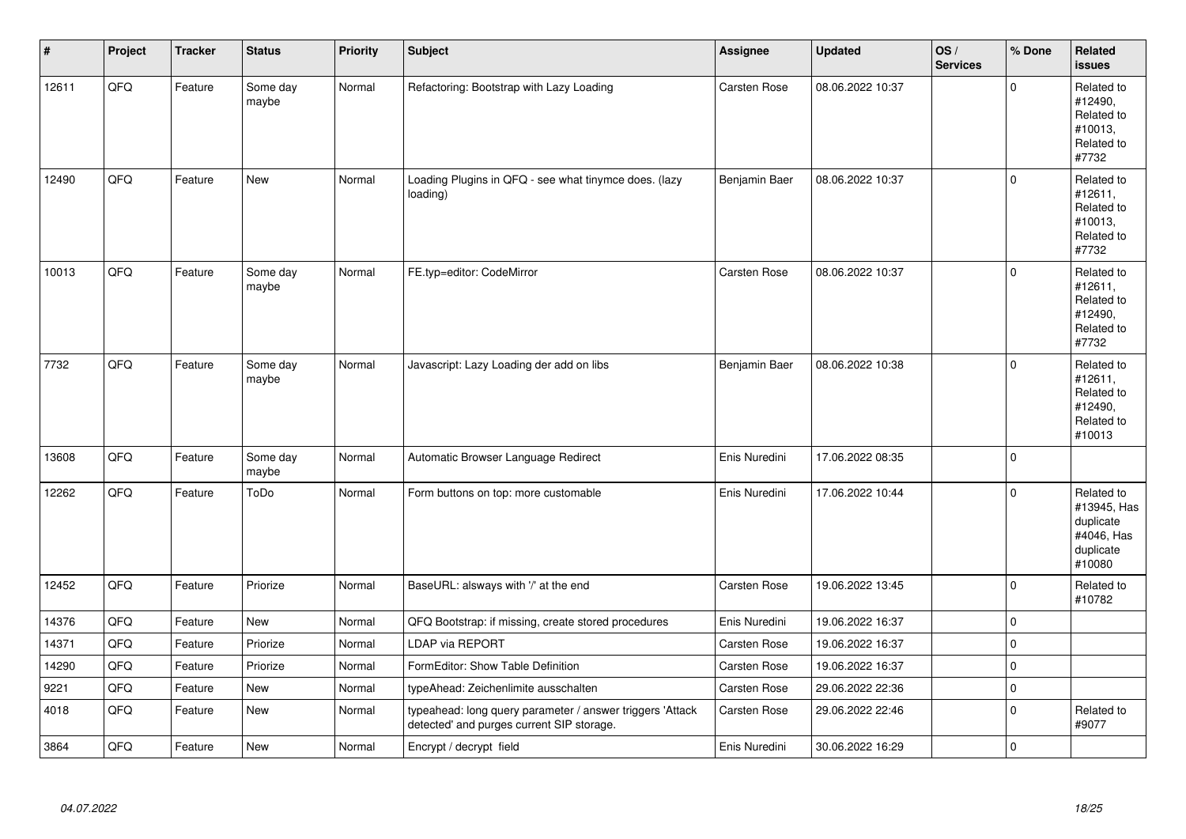| # | Project | Tracker | Status | Priority | Subject | Assignee | Updated | OS / Services | % Done | Related issues |
|---|---|---|---|---|---|---|---|---|---|---|
| 12611 | QFQ | Feature | Some day maybe | Normal | Refactoring: Bootstrap with Lazy Loading | Carsten Rose | 08.06.2022 10:37 | | 0 | Related to #12490, Related to #10013, Related to #7732 |
| 12490 | QFQ | Feature | New | Normal | Loading Plugins in QFQ - see what tinymce does. (lazy loading) | Benjamin Baer | 08.06.2022 10:37 | | 0 | Related to #12611, Related to #10013, Related to #7732 |
| 10013 | QFQ | Feature | Some day maybe | Normal | FE.typ=editor: CodeMirror | Carsten Rose | 08.06.2022 10:37 | | 0 | Related to #12611, Related to #12490, Related to #7732 |
| 7732 | QFQ | Feature | Some day maybe | Normal | Javascript: Lazy Loading der add on libs | Benjamin Baer | 08.06.2022 10:38 | | 0 | Related to #12611, Related to #12490, Related to #10013 |
| 13608 | QFQ | Feature | Some day maybe | Normal | Automatic Browser Language Redirect | Enis Nuredini | 17.06.2022 08:35 | | 0 | |
| 12262 | QFQ | Feature | ToDo | Normal | Form buttons on top: more customable | Enis Nuredini | 17.06.2022 10:44 | | 0 | Related to #13945, Has duplicate #4046, Has duplicate #10080 |
| 12452 | QFQ | Feature | Priorize | Normal | BaseURL: alsways with '/' at the end | Carsten Rose | 19.06.2022 13:45 | | 0 | Related to #10782 |
| 14376 | QFQ | Feature | New | Normal | QFQ Bootstrap: if missing, create stored procedures | Enis Nuredini | 19.06.2022 16:37 | | 0 | |
| 14371 | QFQ | Feature | Priorize | Normal | LDAP via REPORT | Carsten Rose | 19.06.2022 16:37 | | 0 | |
| 14290 | QFQ | Feature | Priorize | Normal | FormEditor: Show Table Definition | Carsten Rose | 19.06.2022 16:37 | | 0 | |
| 9221 | QFQ | Feature | New | Normal | typeAhead: Zeichenlimite ausschalten | Carsten Rose | 29.06.2022 22:36 | | 0 | |
| 4018 | QFQ | Feature | New | Normal | typeahead: long query parameter / answer triggers 'Attack detected' and purges current SIP storage. | Carsten Rose | 29.06.2022 22:46 | | 0 | Related to #9077 |
| 3864 | QFQ | Feature | New | Normal | Encrypt / decrypt field | Enis Nuredini | 30.06.2022 16:29 | | 0 | |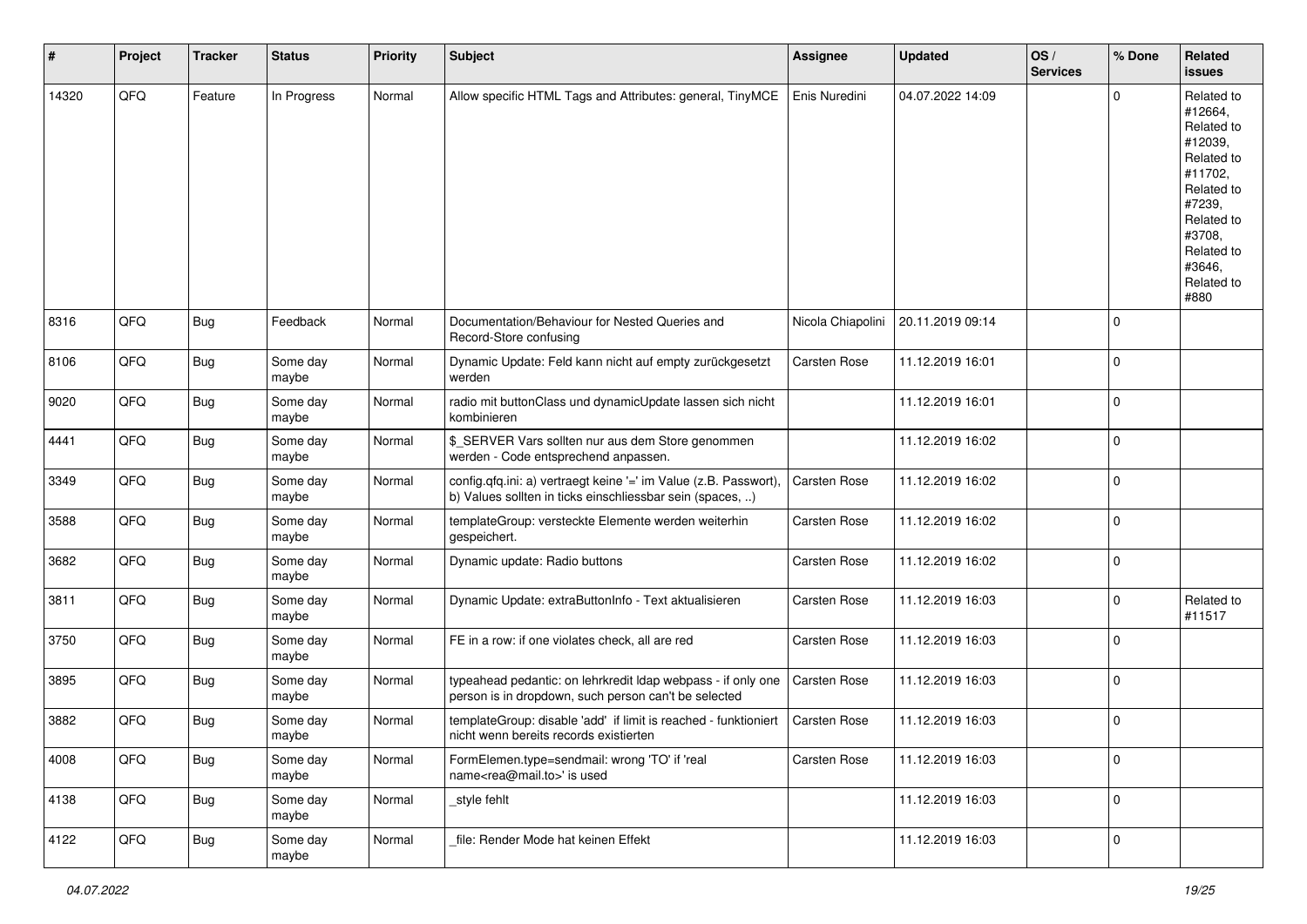| # | Project | Tracker | Status | Priority | Subject | Assignee | Updated | OS / Services | % Done | Related issues |
|---|---|---|---|---|---|---|---|---|---|---|
| 14320 | QFQ | Feature | In Progress | Normal | Allow specific HTML Tags and Attributes: general, TinyMCE | Enis Nuredini | 04.07.2022 14:09 | | 0 | Related to #12664, Related to #12039, Related to #11702, Related to #7239, Related to #3708, Related to #3646, Related to #880 |
| 8316 | QFQ | Bug | Feedback | Normal | Documentation/Behaviour for Nested Queries and Record-Store confusing | Nicola Chiapolini | 20.11.2019 09:14 | | 0 | |
| 8106 | QFQ | Bug | Some day maybe | Normal | Dynamic Update: Feld kann nicht auf empty zurückgesetzt werden | Carsten Rose | 11.12.2019 16:01 | | 0 | |
| 9020 | QFQ | Bug | Some day maybe | Normal | radio mit buttonClass und dynamicUpdate lassen sich nicht kombinieren | | 11.12.2019 16:01 | | 0 | |
| 4441 | QFQ | Bug | Some day maybe | Normal | $_SERVER Vars sollten nur aus dem Store genommen werden - Code entsprechend anpassen. | | 11.12.2019 16:02 | | 0 | |
| 3349 | QFQ | Bug | Some day maybe | Normal | config.qfq.ini: a) vertraegt keine '=' im Value (z.B. Passwort), b) Values sollten in ticks einschliessbar sein (spaces, ..) | Carsten Rose | 11.12.2019 16:02 | | 0 | |
| 3588 | QFQ | Bug | Some day maybe | Normal | templateGroup: versteckte Elemente werden weiterhin gespeichert. | Carsten Rose | 11.12.2019 16:02 | | 0 | |
| 3682 | QFQ | Bug | Some day maybe | Normal | Dynamic update: Radio buttons | Carsten Rose | 11.12.2019 16:02 | | 0 | |
| 3811 | QFQ | Bug | Some day maybe | Normal | Dynamic Update: extraButtonInfo - Text aktualisieren | Carsten Rose | 11.12.2019 16:03 | | 0 | Related to #11517 |
| 3750 | QFQ | Bug | Some day maybe | Normal | FE in a row: if one violates check, all are red | Carsten Rose | 11.12.2019 16:03 | | 0 | |
| 3895 | QFQ | Bug | Some day maybe | Normal | typeahead pedantic: on lehrkredit ldap webpass - if only one person is in dropdown, such person can't be selected | Carsten Rose | 11.12.2019 16:03 | | 0 | |
| 3882 | QFQ | Bug | Some day maybe | Normal | templateGroup: disable 'add' if limit is reached - funktioniert nicht wenn bereits records existierten | Carsten Rose | 11.12.2019 16:03 | | 0 | |
| 4008 | QFQ | Bug | Some day maybe | Normal | FormElemen.type=sendmail: wrong 'TO' if 'real name<rea@mail.to>' is used | Carsten Rose | 11.12.2019 16:03 | | 0 | |
| 4138 | QFQ | Bug | Some day maybe | Normal | _style fehlt | | 11.12.2019 16:03 | | 0 | |
| 4122 | QFQ | Bug | Some day maybe | Normal | _file: Render Mode hat keinen Effekt | | 11.12.2019 16:03 | | 0 | |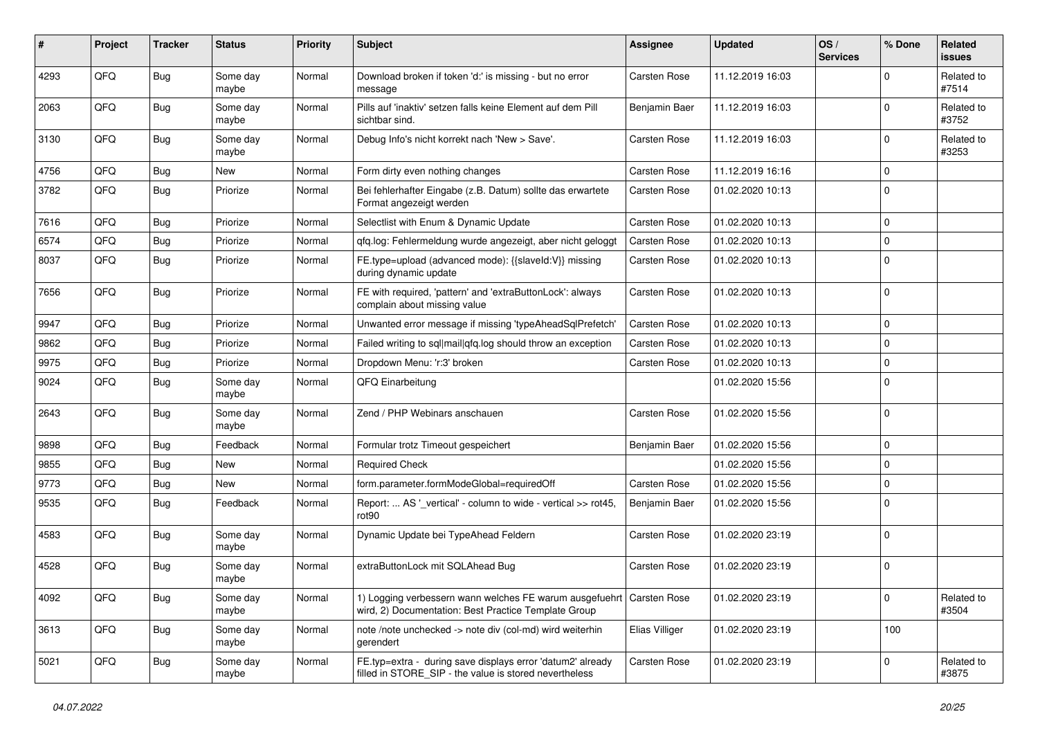| # | Project | Tracker | Status | Priority | Subject | Assignee | Updated | OS / Services | % Done | Related issues |
|---|---|---|---|---|---|---|---|---|---|---|
| 4293 | QFQ | Bug | Some day maybe | Normal | Download broken if token 'd:' is missing - but no error message | Carsten Rose | 11.12.2019 16:03 | | 0 | Related to #7514 |
| 2063 | QFQ | Bug | Some day maybe | Normal | Pills auf 'inaktiv' setzen falls keine Element auf dem Pill sichtbar sind. | Benjamin Baer | 11.12.2019 16:03 | | 0 | Related to #3752 |
| 3130 | QFQ | Bug | Some day maybe | Normal | Debug Info's nicht korrekt nach 'New > Save'. | Carsten Rose | 11.12.2019 16:03 | | 0 | Related to #3253 |
| 4756 | QFQ | Bug | New | Normal | Form dirty even nothing changes | Carsten Rose | 11.12.2019 16:16 | | 0 | |
| 3782 | QFQ | Bug | Priorize | Normal | Bei fehlerhafter Eingabe (z.B. Datum) sollte das erwartete Format angezeigt werden | Carsten Rose | 01.02.2020 10:13 | | 0 | |
| 7616 | QFQ | Bug | Priorize | Normal | Selectlist with Enum & Dynamic Update | Carsten Rose | 01.02.2020 10:13 | | 0 | |
| 6574 | QFQ | Bug | Priorize | Normal | qfq.log: Fehlermeldung wurde angezeigt, aber nicht geloggt | Carsten Rose | 01.02.2020 10:13 | | 0 | |
| 8037 | QFQ | Bug | Priorize | Normal | FE.type=upload (advanced mode): {{slaveId:V}} missing during dynamic update | Carsten Rose | 01.02.2020 10:13 | | 0 | |
| 7656 | QFQ | Bug | Priorize | Normal | FE with required, 'pattern' and 'extraButtonLock': always complain about missing value | Carsten Rose | 01.02.2020 10:13 | | 0 | |
| 9947 | QFQ | Bug | Priorize | Normal | Unwanted error message if missing 'typeAheadSqlPrefetch' | Carsten Rose | 01.02.2020 10:13 | | 0 | |
| 9862 | QFQ | Bug | Priorize | Normal | Failed writing to sql\|mail\|qfq.log should throw an exception | Carsten Rose | 01.02.2020 10:13 | | 0 | |
| 9975 | QFQ | Bug | Priorize | Normal | Dropdown Menu: 'r:3' broken | Carsten Rose | 01.02.2020 10:13 | | 0 | |
| 9024 | QFQ | Bug | Some day maybe | Normal | QFQ Einarbeitung | | 01.02.2020 15:56 | | 0 | |
| 2643 | QFQ | Bug | Some day maybe | Normal | Zend / PHP Webinars anschauen | Carsten Rose | 01.02.2020 15:56 | | 0 | |
| 9898 | QFQ | Bug | Feedback | Normal | Formular trotz Timeout gespeichert | Benjamin Baer | 01.02.2020 15:56 | | 0 | |
| 9855 | QFQ | Bug | New | Normal | Required Check | | 01.02.2020 15:56 | | 0 | |
| 9773 | QFQ | Bug | New | Normal | form.parameter.formModeGlobal=requiredOff | Carsten Rose | 01.02.2020 15:56 | | 0 | |
| 9535 | QFQ | Bug | Feedback | Normal | Report: ... AS '_vertical' - column to wide - vertical >> rot45, rot90 | Benjamin Baer | 01.02.2020 15:56 | | 0 | |
| 4583 | QFQ | Bug | Some day maybe | Normal | Dynamic Update bei TypeAhead Feldern | Carsten Rose | 01.02.2020 23:19 | | 0 | |
| 4528 | QFQ | Bug | Some day maybe | Normal | extraButtonLock mit SQLAhead Bug | Carsten Rose | 01.02.2020 23:19 | | 0 | |
| 4092 | QFQ | Bug | Some day maybe | Normal | 1) Logging verbessern wann welches FE warum ausgefuehrt wird, 2) Documentation: Best Practice Template Group | Carsten Rose | 01.02.2020 23:19 | | 0 | Related to #3504 |
| 3613 | QFQ | Bug | Some day maybe | Normal | note /note unchecked -> note div (col-md) wird weiterhin gerendert | Elias Villiger | 01.02.2020 23:19 | | 100 | |
| 5021 | QFQ | Bug | Some day maybe | Normal | FE.typ=extra - during save displays error 'datum2' already filled in STORE_SIP - the value is stored nevertheless | Carsten Rose | 01.02.2020 23:19 | | 0 | Related to #3875 |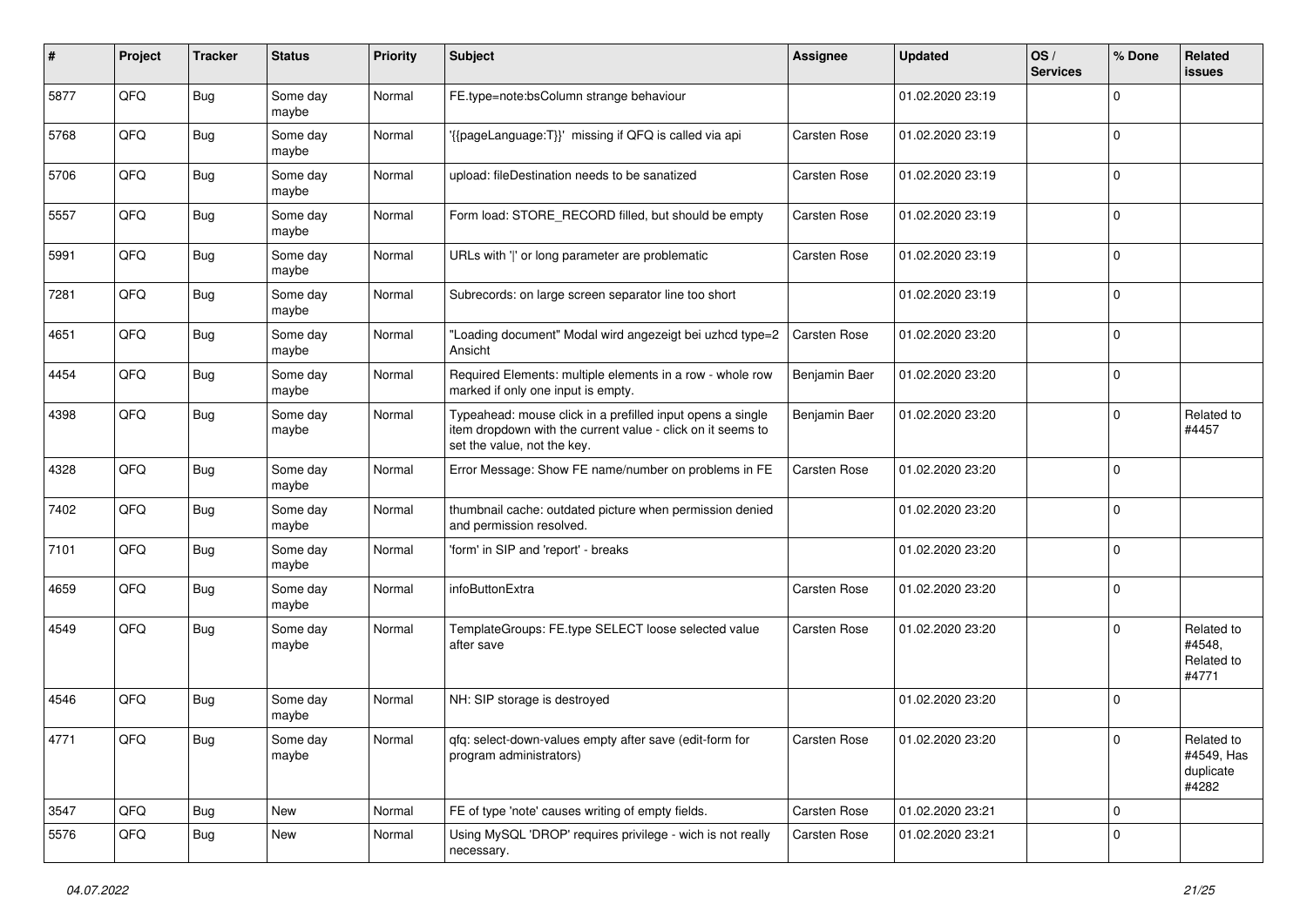| # | Project | Tracker | Status | Priority | Subject | Assignee | Updated | OS / Services | % Done | Related issues |
|---|---|---|---|---|---|---|---|---|---|---|
| 5877 | QFQ | Bug | Some day maybe | Normal | FE.type=note:bsColumn strange behaviour | | 01.02.2020 23:19 | | 0 | |
| 5768 | QFQ | Bug | Some day maybe | Normal | '{{pageLanguage:T}}' missing if QFQ is called via api | Carsten Rose | 01.02.2020 23:19 | | 0 | |
| 5706 | QFQ | Bug | Some day maybe | Normal | upload: fileDestination needs to be sanatized | Carsten Rose | 01.02.2020 23:19 | | 0 | |
| 5557 | QFQ | Bug | Some day maybe | Normal | Form load: STORE_RECORD filled, but should be empty | Carsten Rose | 01.02.2020 23:19 | | 0 | |
| 5991 | QFQ | Bug | Some day maybe | Normal | URLs with ' ' or long parameter are problematic | Carsten Rose | 01.02.2020 23:19 | | 0 | |
| 7281 | QFQ | Bug | Some day maybe | Normal | Subrecords: on large screen separator line too short | | 01.02.2020 23:19 | | 0 | |
| 4651 | QFQ | Bug | Some day maybe | Normal | "Loading document" Modal wird angezeigt bei uzhcd type=2 Ansicht | Carsten Rose | 01.02.2020 23:20 | | 0 | |
| 4454 | QFQ | Bug | Some day maybe | Normal | Required Elements: multiple elements in a row - whole row marked if only one input is empty. | Benjamin Baer | 01.02.2020 23:20 | | 0 | |
| 4398 | QFQ | Bug | Some day maybe | Normal | Typeahead: mouse click in a prefilled input opens a single item dropdown with the current value - click on it seems to set the value, not the key. | Benjamin Baer | 01.02.2020 23:20 | | 0 | Related to #4457 |
| 4328 | QFQ | Bug | Some day maybe | Normal | Error Message: Show FE name/number on problems in FE | Carsten Rose | 01.02.2020 23:20 | | 0 | |
| 7402 | QFQ | Bug | Some day maybe | Normal | thumbnail cache: outdated picture when permission denied and permission resolved. | | 01.02.2020 23:20 | | 0 | |
| 7101 | QFQ | Bug | Some day maybe | Normal | 'form' in SIP and 'report' - breaks | | 01.02.2020 23:20 | | 0 | |
| 4659 | QFQ | Bug | Some day maybe | Normal | infoButtonExtra | Carsten Rose | 01.02.2020 23:20 | | 0 | |
| 4549 | QFQ | Bug | Some day maybe | Normal | TemplateGroups: FE.type SELECT loose selected value after save | Carsten Rose | 01.02.2020 23:20 | | 0 | Related to #4548, Related to #4771 |
| 4546 | QFQ | Bug | Some day maybe | Normal | NH: SIP storage is destroyed | | 01.02.2020 23:20 | | 0 | |
| 4771 | QFQ | Bug | Some day maybe | Normal | qfq: select-down-values empty after save (edit-form for program administrators) | Carsten Rose | 01.02.2020 23:20 | | 0 | Related to #4549, Has duplicate #4282 |
| 3547 | QFQ | Bug | New | Normal | FE of type 'note' causes writing of empty fields. | Carsten Rose | 01.02.2020 23:21 | | 0 | |
| 5576 | QFQ | Bug | New | Normal | Using MySQL 'DROP' requires privilege - wich is not really necessary. | Carsten Rose | 01.02.2020 23:21 | | 0 | |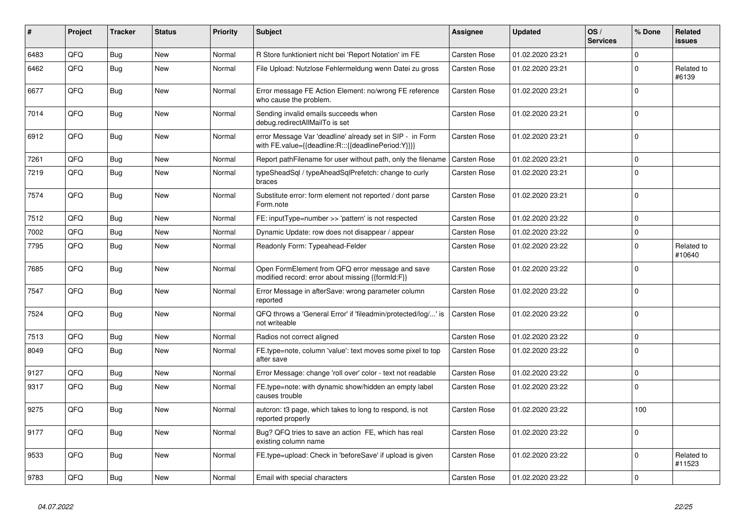| # | Project | Tracker | Status | Priority | Subject | Assignee | Updated | OS / Services | % Done | Related issues |
|---|---|---|---|---|---|---|---|---|---|---|
| 6483 | QFQ | Bug | New | Normal | R Store funktioniert nicht bei 'Report Notation' im FE | Carsten Rose | 01.02.2020 23:21 | | 0 | |
| 6462 | QFQ | Bug | New | Normal | File Upload: Nutzlose Fehlermeldung wenn Datei zu gross | Carsten Rose | 01.02.2020 23:21 | | 0 | Related to #6139 |
| 6677 | QFQ | Bug | New | Normal | Error message FE Action Element: no/wrong FE reference who cause the problem. | Carsten Rose | 01.02.2020 23:21 | | 0 | |
| 7014 | QFQ | Bug | New | Normal | Sending invalid emails succeeds when debug.redirectAllMailTo is set | Carsten Rose | 01.02.2020 23:21 | | 0 | |
| 6912 | QFQ | Bug | New | Normal | error Message Var 'deadline' already set in SIP - in Form with FE.value={{deadline:R:::{{deadlinePeriod:Y}}}} | Carsten Rose | 01.02.2020 23:21 | | 0 | |
| 7261 | QFQ | Bug | New | Normal | Report pathFilename for user without path, only the filename | Carsten Rose | 01.02.2020 23:21 | | 0 | |
| 7219 | QFQ | Bug | New | Normal | typeSheadSql / typeAheadSqlPrefetch: change to curly braces | Carsten Rose | 01.02.2020 23:21 | | 0 | |
| 7574 | QFQ | Bug | New | Normal | Substitute error: form element not reported / dont parse Form.note | Carsten Rose | 01.02.2020 23:21 | | 0 | |
| 7512 | QFQ | Bug | New | Normal | FE: inputType=number >> 'pattern' is not respected | Carsten Rose | 01.02.2020 23:22 | | 0 | |
| 7002 | QFQ | Bug | New | Normal | Dynamic Update: row does not disappear / appear | Carsten Rose | 01.02.2020 23:22 | | 0 | |
| 7795 | QFQ | Bug | New | Normal | Readonly Form: Typeahead-Felder | Carsten Rose | 01.02.2020 23:22 | | 0 | Related to #10640 |
| 7685 | QFQ | Bug | New | Normal | Open FormElement from QFQ error message and save modified record: error about missing {{formId:F}} | Carsten Rose | 01.02.2020 23:22 | | 0 | |
| 7547 | QFQ | Bug | New | Normal | Error Message in afterSave: wrong parameter column reported | Carsten Rose | 01.02.2020 23:22 | | 0 | |
| 7524 | QFQ | Bug | New | Normal | QFQ throws a 'General Error' if 'fileadmin/protected/log/...' is not writeable | Carsten Rose | 01.02.2020 23:22 | | 0 | |
| 7513 | QFQ | Bug | New | Normal | Radios not correct aligned | Carsten Rose | 01.02.2020 23:22 | | 0 | |
| 8049 | QFQ | Bug | New | Normal | FE.type=note, column 'value': text moves some pixel to top after save | Carsten Rose | 01.02.2020 23:22 | | 0 | |
| 9127 | QFQ | Bug | New | Normal | Error Message: change 'roll over' color - text not readable | Carsten Rose | 01.02.2020 23:22 | | 0 | |
| 9317 | QFQ | Bug | New | Normal | FE.type=note: with dynamic show/hidden an empty label causes trouble | Carsten Rose | 01.02.2020 23:22 | | 0 | |
| 9275 | QFQ | Bug | New | Normal | autcron: t3 page, which takes to long to respond, is not reported properly | Carsten Rose | 01.02.2020 23:22 | | 100 | |
| 9177 | QFQ | Bug | New | Normal | Bug? QFQ tries to save an action FE, which has real existing column name | Carsten Rose | 01.02.2020 23:22 | | 0 | |
| 9533 | QFQ | Bug | New | Normal | FE.type=upload: Check in 'beforeSave' if upload is given | Carsten Rose | 01.02.2020 23:22 | | 0 | Related to #11523 |
| 9783 | QFQ | Bug | New | Normal | Email with special characters | Carsten Rose | 01.02.2020 23:22 | | 0 | |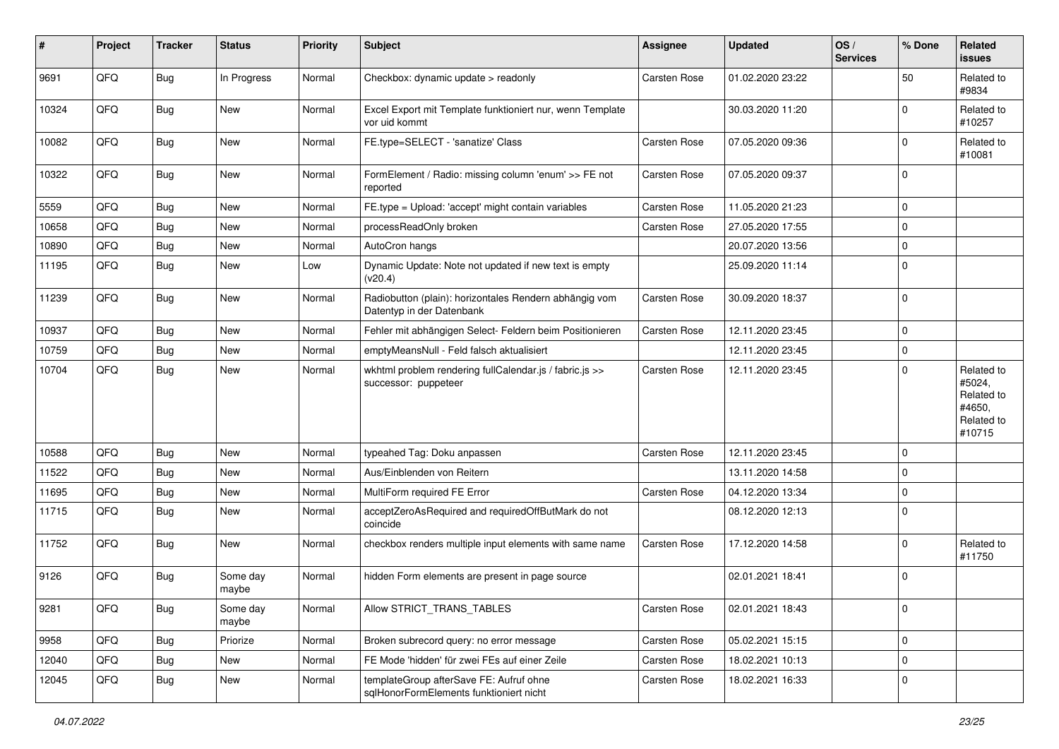| # | Project | Tracker | Status | Priority | Subject | Assignee | Updated | OS / Services | % Done | Related issues |
|---|---|---|---|---|---|---|---|---|---|---|
| 9691 | QFQ | Bug | In Progress | Normal | Checkbox: dynamic update > readonly | Carsten Rose | 01.02.2020 23:22 | | 50 | Related to #9834 |
| 10324 | QFQ | Bug | New | Normal | Excel Export mit Template funktioniert nur, wenn Template vor uid kommt | | 30.03.2020 11:20 | | 0 | Related to #10257 |
| 10082 | QFQ | Bug | New | Normal | FE.type=SELECT - 'sanatize' Class | Carsten Rose | 07.05.2020 09:36 | | 0 | Related to #10081 |
| 10322 | QFQ | Bug | New | Normal | FormElement / Radio: missing column 'enum' >> FE not reported | Carsten Rose | 07.05.2020 09:37 | | 0 | |
| 5559 | QFQ | Bug | New | Normal | FE.type = Upload: 'accept' might contain variables | Carsten Rose | 11.05.2020 21:23 | | 0 | |
| 10658 | QFQ | Bug | New | Normal | processReadOnly broken | Carsten Rose | 27.05.2020 17:55 | | 0 | |
| 10890 | QFQ | Bug | New | Normal | AutoCron hangs | | 20.07.2020 13:56 | | 0 | |
| 11195 | QFQ | Bug | New | Low | Dynamic Update: Note not updated if new text is empty (v20.4) | | 25.09.2020 11:14 | | 0 | |
| 11239 | QFQ | Bug | New | Normal | Radiobutton (plain): horizontales Rendern abhängig vom Datentyp in der Datenbank | Carsten Rose | 30.09.2020 18:37 | | 0 | |
| 10937 | QFQ | Bug | New | Normal | Fehler mit abhängigen Select- Feldern beim Positionieren | Carsten Rose | 12.11.2020 23:45 | | 0 | |
| 10759 | QFQ | Bug | New | Normal | emptyMeansNull - Feld falsch aktualisiert | | 12.11.2020 23:45 | | 0 | |
| 10704 | QFQ | Bug | New | Normal | wkhtml problem rendering fullCalendar.js / fabric.js >> successor: puppeteer | Carsten Rose | 12.11.2020 23:45 | | 0 | Related to #5024, Related to #4650, Related to #10715 |
| 10588 | QFQ | Bug | New | Normal | typeahed Tag: Doku anpassen | Carsten Rose | 12.11.2020 23:45 | | 0 | |
| 11522 | QFQ | Bug | New | Normal | Aus/Einblenden von Reitern | | 13.11.2020 14:58 | | 0 | |
| 11695 | QFQ | Bug | New | Normal | MultiForm required FE Error | Carsten Rose | 04.12.2020 13:34 | | 0 | |
| 11715 | QFQ | Bug | New | Normal | acceptZeroAsRequired and requiredOffButMark do not coincide | | 08.12.2020 12:13 | | 0 | |
| 11752 | QFQ | Bug | New | Normal | checkbox renders multiple input elements with same name | Carsten Rose | 17.12.2020 14:58 | | 0 | Related to #11750 |
| 9126 | QFQ | Bug | Some day maybe | Normal | hidden Form elements are present in page source | | 02.01.2021 18:41 | | 0 | |
| 9281 | QFQ | Bug | Some day maybe | Normal | Allow STRICT_TRANS_TABLES | Carsten Rose | 02.01.2021 18:43 | | 0 | |
| 9958 | QFQ | Bug | Priorize | Normal | Broken subrecord query: no error message | Carsten Rose | 05.02.2021 15:15 | | 0 | |
| 12040 | QFQ | Bug | New | Normal | FE Mode 'hidden' für zwei FEs auf einer Zeile | Carsten Rose | 18.02.2021 10:13 | | 0 | |
| 12045 | QFQ | Bug | New | Normal | templateGroup afterSave FE: Aufruf ohne sqlHonorFormElements funktioniert nicht | Carsten Rose | 18.02.2021 16:33 | | 0 | |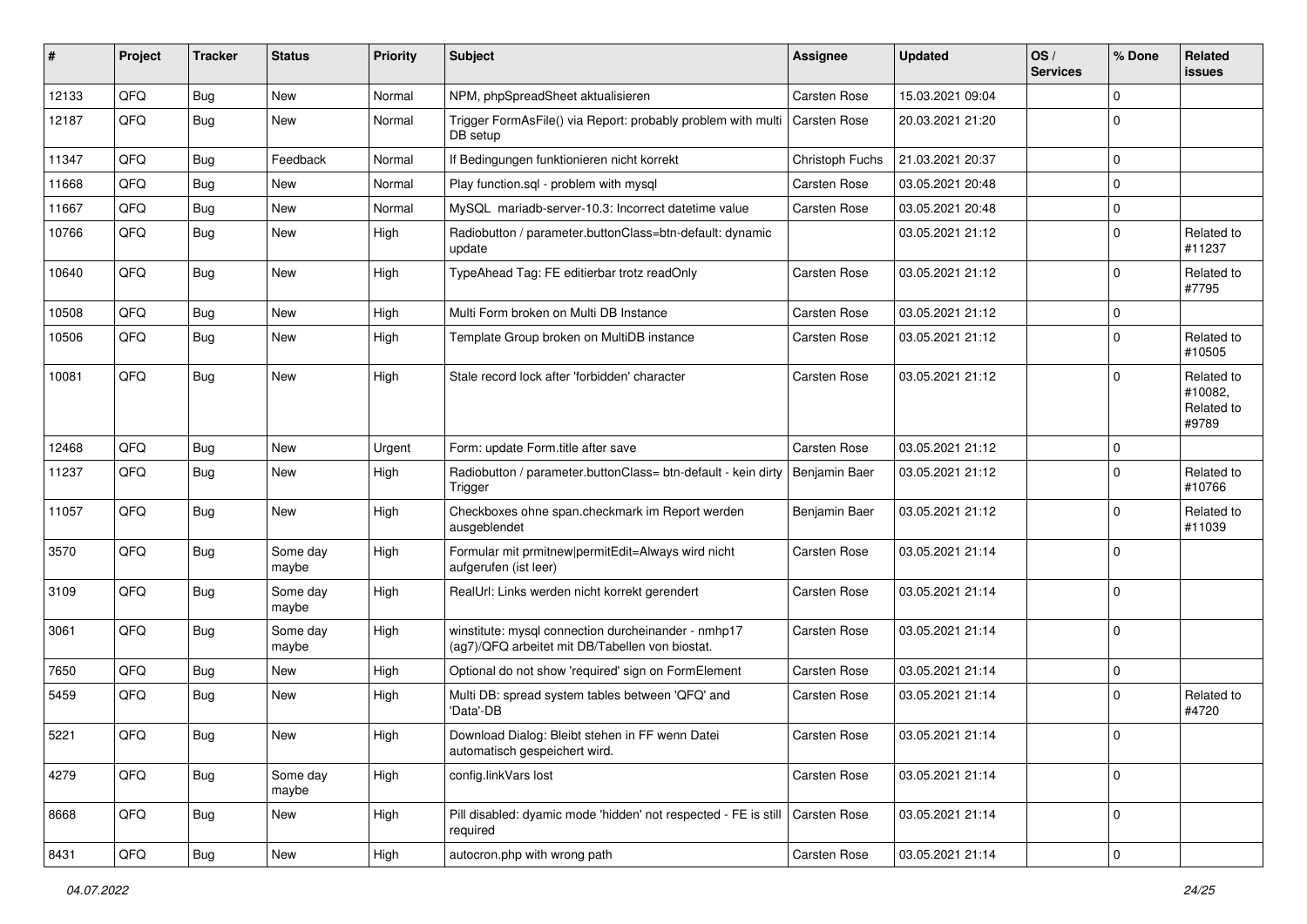| # | Project | Tracker | Status | Priority | Subject | Assignee | Updated | OS / Services | % Done | Related issues |
|---|---|---|---|---|---|---|---|---|---|---|
| 12133 | QFQ | Bug | New | Normal | NPM, phpSpreadSheet aktualisieren | Carsten Rose | 15.03.2021 09:04 | | 0 | |
| 12187 | QFQ | Bug | New | Normal | Trigger FormAsFile() via Report: probably problem with multi DB setup | Carsten Rose | 20.03.2021 21:20 | | 0 | |
| 11347 | QFQ | Bug | Feedback | Normal | If Bedingungen funktionieren nicht korrekt | Christoph Fuchs | 21.03.2021 20:37 | | 0 | |
| 11668 | QFQ | Bug | New | Normal | Play function.sql - problem with mysql | Carsten Rose | 03.05.2021 20:48 | | 0 | |
| 11667 | QFQ | Bug | New | Normal | MySQL mariadb-server-10.3: Incorrect datetime value | Carsten Rose | 03.05.2021 20:48 | | 0 | |
| 10766 | QFQ | Bug | New | High | Radiobutton / parameter.buttonClass=btn-default: dynamic update | | 03.05.2021 21:12 | | 0 | Related to #11237 |
| 10640 | QFQ | Bug | New | High | TypeAhead Tag: FE editierbar trotz readOnly | Carsten Rose | 03.05.2021 21:12 | | 0 | Related to #7795 |
| 10508 | QFQ | Bug | New | High | Multi Form broken on Multi DB Instance | Carsten Rose | 03.05.2021 21:12 | | 0 | |
| 10506 | QFQ | Bug | New | High | Template Group broken on MultiDB instance | Carsten Rose | 03.05.2021 21:12 | | 0 | Related to #10505 |
| 10081 | QFQ | Bug | New | High | Stale record lock after 'forbidden' character | Carsten Rose | 03.05.2021 21:12 | | 0 | Related to #10082, Related to #9789 |
| 12468 | QFQ | Bug | New | Urgent | Form: update Form.title after save | Carsten Rose | 03.05.2021 21:12 | | 0 | |
| 11237 | QFQ | Bug | New | High | Radiobutton / parameter.buttonClass= btn-default - kein dirty Trigger | Benjamin Baer | 03.05.2021 21:12 | | 0 | Related to #10766 |
| 11057 | QFQ | Bug | New | High | Checkboxes ohne span.checkmark im Report werden ausgeblendet | Benjamin Baer | 03.05.2021 21:12 | | 0 | Related to #11039 |
| 3570 | QFQ | Bug | Some day maybe | High | Formular mit prmitnew\|permitEdit=Always wird nicht aufgerufen (ist leer) | Carsten Rose | 03.05.2021 21:14 | | 0 | |
| 3109 | QFQ | Bug | Some day maybe | High | RealUrl: Links werden nicht korrekt gerendert | Carsten Rose | 03.05.2021 21:14 | | 0 | |
| 3061 | QFQ | Bug | Some day maybe | High | winstitute: mysql connection durcheinander - nmhp17 (ag7)/QFQ arbeitet mit DB/Tabellen von biostat. | Carsten Rose | 03.05.2021 21:14 | | 0 | |
| 7650 | QFQ | Bug | New | High | Optional do not show 'required' sign on FormElement | Carsten Rose | 03.05.2021 21:14 | | 0 | |
| 5459 | QFQ | Bug | New | High | Multi DB: spread system tables between 'QFQ' and 'Data'-DB | Carsten Rose | 03.05.2021 21:14 | | 0 | Related to #4720 |
| 5221 | QFQ | Bug | New | High | Download Dialog: Bleibt stehen in FF wenn Datei automatisch gespeichert wird. | Carsten Rose | 03.05.2021 21:14 | | 0 | |
| 4279 | QFQ | Bug | Some day maybe | High | config.linkVars lost | Carsten Rose | 03.05.2021 21:14 | | 0 | |
| 8668 | QFQ | Bug | New | High | Pill disabled: dyamic mode 'hidden' not respected - FE is still required | Carsten Rose | 03.05.2021 21:14 | | 0 | |
| 8431 | QFQ | Bug | New | High | autocron.php with wrong path | Carsten Rose | 03.05.2021 21:14 | | 0 | |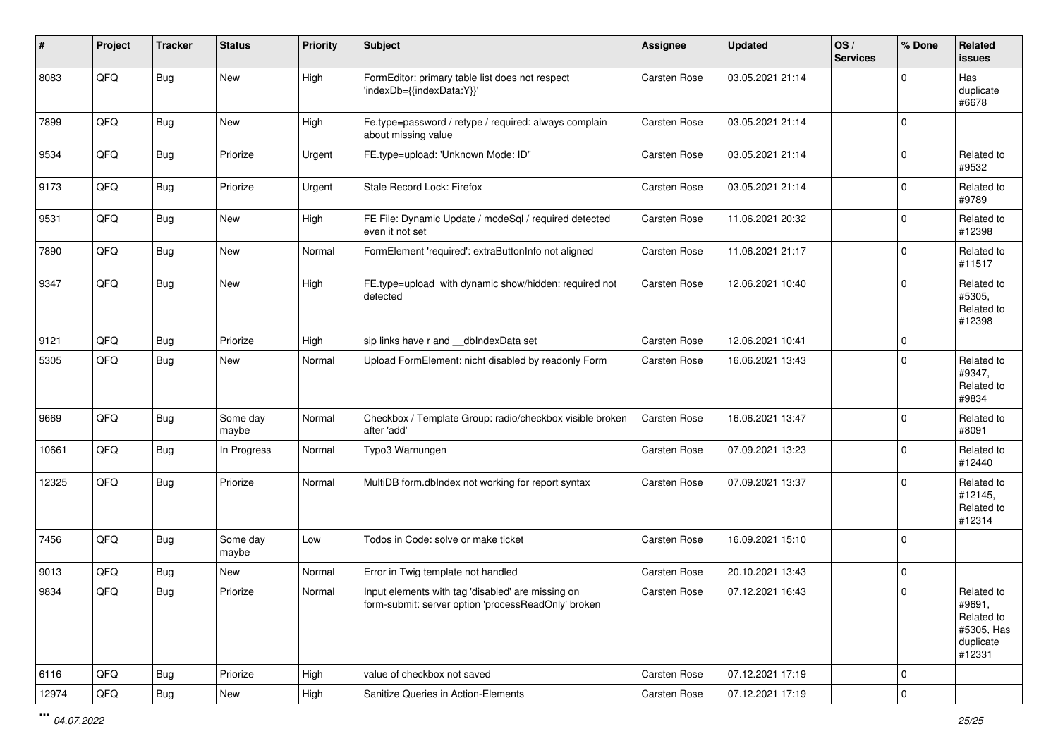| # | Project | Tracker | Status | Priority | Subject | Assignee | Updated | OS / Services | % Done | Related issues |
|---|---|---|---|---|---|---|---|---|---|---|
| 8083 | QFQ | Bug | New | High | FormEditor: primary table list does not respect 'indexDb={{indexData:Y}}' | Carsten Rose | 03.05.2021 21:14 | | 0 | Has duplicate #6678 |
| 7899 | QFQ | Bug | New | High | Fe.type=password / retype / required: always complain about missing value | Carsten Rose | 03.05.2021 21:14 | | 0 | |
| 9534 | QFQ | Bug | Priorize | Urgent | FE.type=upload: 'Unknown Mode: ID" | Carsten Rose | 03.05.2021 21:14 | | 0 | Related to #9532 |
| 9173 | QFQ | Bug | Priorize | Urgent | Stale Record Lock: Firefox | Carsten Rose | 03.05.2021 21:14 | | 0 | Related to #9789 |
| 9531 | QFQ | Bug | New | High | FE File: Dynamic Update / modeSql / required detected even it not set | Carsten Rose | 11.06.2021 20:32 | | 0 | Related to #12398 |
| 7890 | QFQ | Bug | New | Normal | FormElement 'required': extraButtonInfo not aligned | Carsten Rose | 11.06.2021 21:17 | | 0 | Related to #11517 |
| 9347 | QFQ | Bug | New | High | FE.type=upload with dynamic show/hidden: required not detected | Carsten Rose | 12.06.2021 10:40 | | 0 | Related to #5305, Related to #12398 |
| 9121 | QFQ | Bug | Priorize | High | sip links have r and __dbIndexData set | Carsten Rose | 12.06.2021 10:41 | | 0 | |
| 5305 | QFQ | Bug | New | Normal | Upload FormElement: nicht disabled by readonly Form | Carsten Rose | 16.06.2021 13:43 | | 0 | Related to #9347, Related to #9834 |
| 9669 | QFQ | Bug | Some day maybe | Normal | Checkbox / Template Group: radio/checkbox visible broken after 'add' | Carsten Rose | 16.06.2021 13:47 | | 0 | Related to #8091 |
| 10661 | QFQ | Bug | In Progress | Normal | Typo3 Warnungen | Carsten Rose | 07.09.2021 13:23 | | 0 | Related to #12440 |
| 12325 | QFQ | Bug | Priorize | Normal | MultiDB form.dbIndex not working for report syntax | Carsten Rose | 07.09.2021 13:37 | | 0 | Related to #12145, Related to #12314 |
| 7456 | QFQ | Bug | Some day maybe | Low | Todos in Code: solve or make ticket | Carsten Rose | 16.09.2021 15:10 | | 0 | |
| 9013 | QFQ | Bug | New | Normal | Error in Twig template not handled | Carsten Rose | 20.10.2021 13:43 | | 0 | |
| 9834 | QFQ | Bug | Priorize | Normal | Input elements with tag 'disabled' are missing on form-submit: server option 'processReadOnly' broken | Carsten Rose | 07.12.2021 16:43 | | 0 | Related to #9691, Related to #5305, Has duplicate #12331 |
| 6116 | QFQ | Bug | Priorize | High | value of checkbox not saved | Carsten Rose | 07.12.2021 17:19 | | 0 | |
| 12974 | QFQ | Bug | New | High | Sanitize Queries in Action-Elements | Carsten Rose | 07.12.2021 17:19 | | 0 | |

... *04.07.2022*